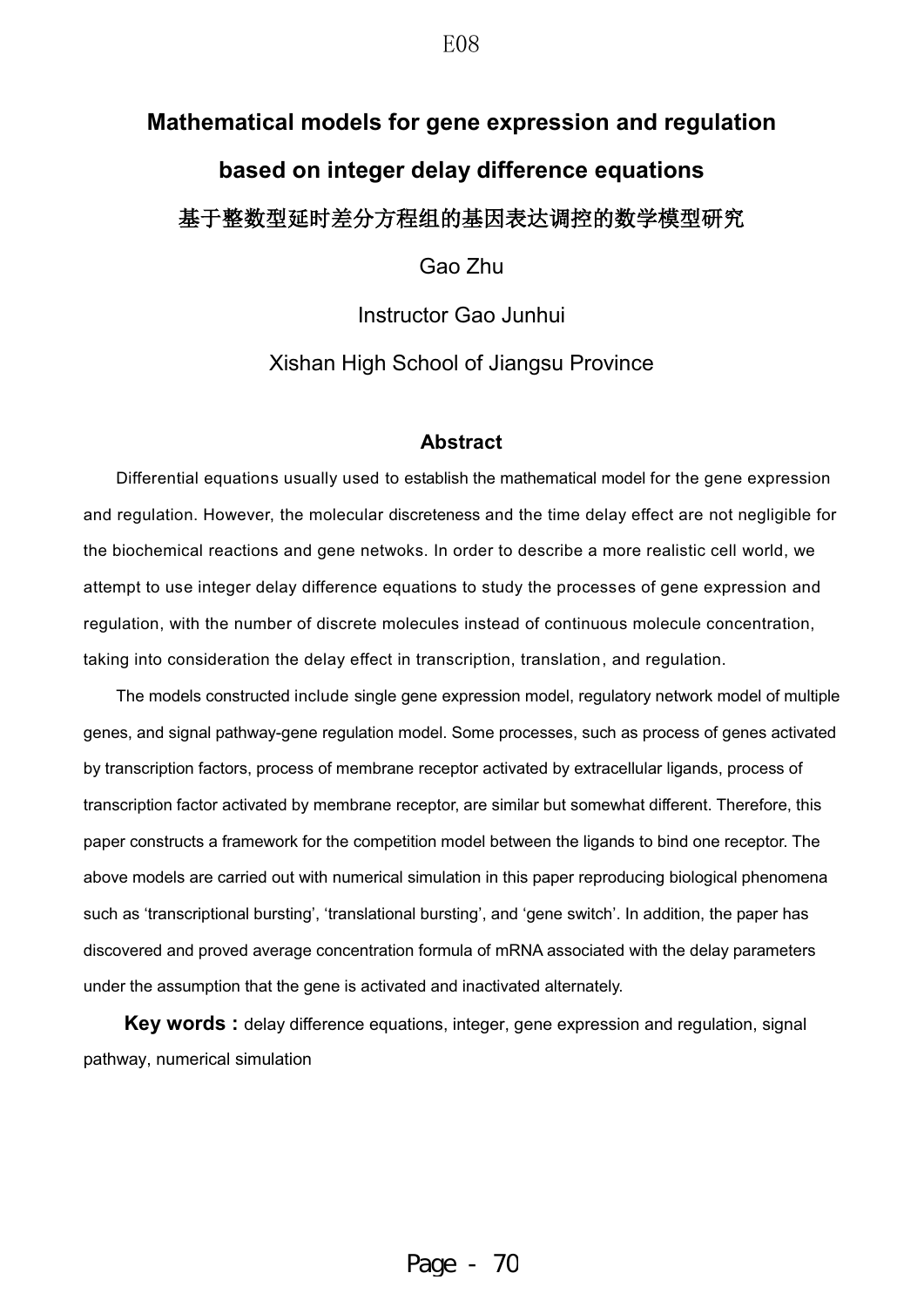# Mathematical models for gene expression and regulation based on integer delay difference equations

## 基于整数型延时差分方程组的基因表达调控的数学模型研究

Gao Zhu

Instructor Gao Junhui

Xishan High School of Jiangsu Province

### Abstract

Differential equations usually used to establish the mathematical model for the gene expression and regulation. However, the molecular discreteness and the time delay effect are not negligible for the biochemical reactions and gene netwoks. In order to describe a more realistic cell world, we attempt to use integer delay difference equations to study the processes of gene expression and regulation, with the number of discrete molecules instead of continuous molecule concentration, taking into consideration the delay effect in transcription, translation, and regulation.

The models constructed include single gene expression model, regulatory network model of multiple genes, and signal pathway-gene regulation model. Some processes, such as process of genes activated by transcription factors, process of membrane receptor activated by extracellular ligands, process of transcription factor activated by membrane receptor, are similar but somewhat different. Therefore, this paper constructs a framework for the competition model between the ligands to bind one receptor. The above models are carried out with numerical simulation in this paper reproducing biological phenomena such as 'transcriptional bursting', 'translational bursting', and 'gene switch'. In addition, the paper has discovered and proved average concentration formula of mRNA associated with the delay parameters under the assumption that the gene is activated and inactivated alternately.

**Key words :** delay difference equations, integer, gene expression and regulation, signal pathway, numerical simulation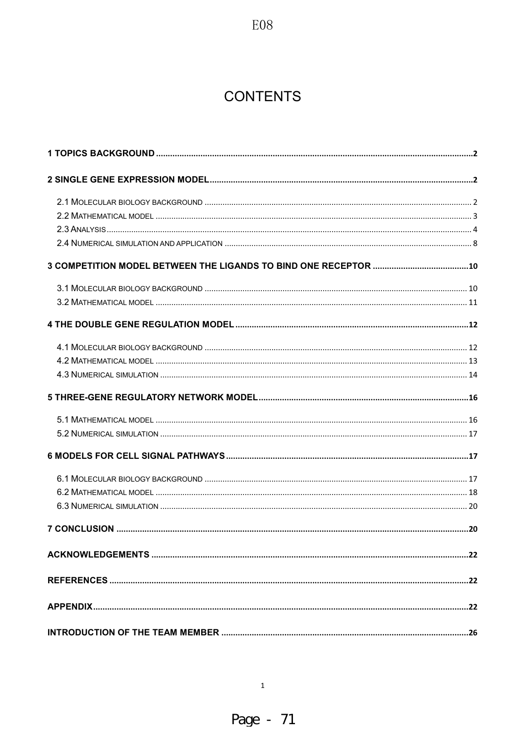# CONTENTS

**1 TOPICS BACKGROUND** .......... 2

**2 SINGLE GENE EXPRESSION MODEL** .......... 2

- 2.1 MOLECULAR BIOLOGY BACKGROUND .......... 2
- 2.2 MATHEMATICAL MODEL .......... 3
- 2.3 ANALYSIS .......... 4
- 2.4 NUMERICAL SIMULATION AND APPLICATION .......... 8

**3 COMPETITION MODEL BETWEEN THE LIGANDS TO BIND ONE RECEPTOR** .......... 10

- 3.1 MOLECULAR BIOLOGY BACKGROUND .......... 10
- 3.2 MATHEMATICAL MODEL .......... 11

**4 THE DOUBLE GENE REGULATION MODEL** .......... 12

- 4.1 MOLECULAR BIOLOGY BACKGROUND .......... 12
- 4.2 MATHEMATICAL MODEL .......... 13
- 4.3 NUMERICAL SIMULATION .......... 14

**5 THREE-GENE REGULATORY NETWORK MODEL** .......... 16

- 5.1 MATHEMATICAL MODEL .......... 16
- 5.2 NUMERICAL SIMULATION .......... 17

**6 MODELS FOR CELL SIGNAL PATHWAYS** .......... 17

- 6.1 MOLECULAR BIOLOGY BACKGROUND .......... 17
- 6.2 MATHEMATICAL MODEL .......... 18
- 6.3 NUMERICAL SIMULATION .......... 20

**7 CONCLUSION** .......... 20

**ACKNOWLEDGEMENTS** .......... 22

**REFERENCES** .......... 22

**APPENDIX** .......... 22

**INTRODUCTION OF THE TEAM MEMBER** .......... 26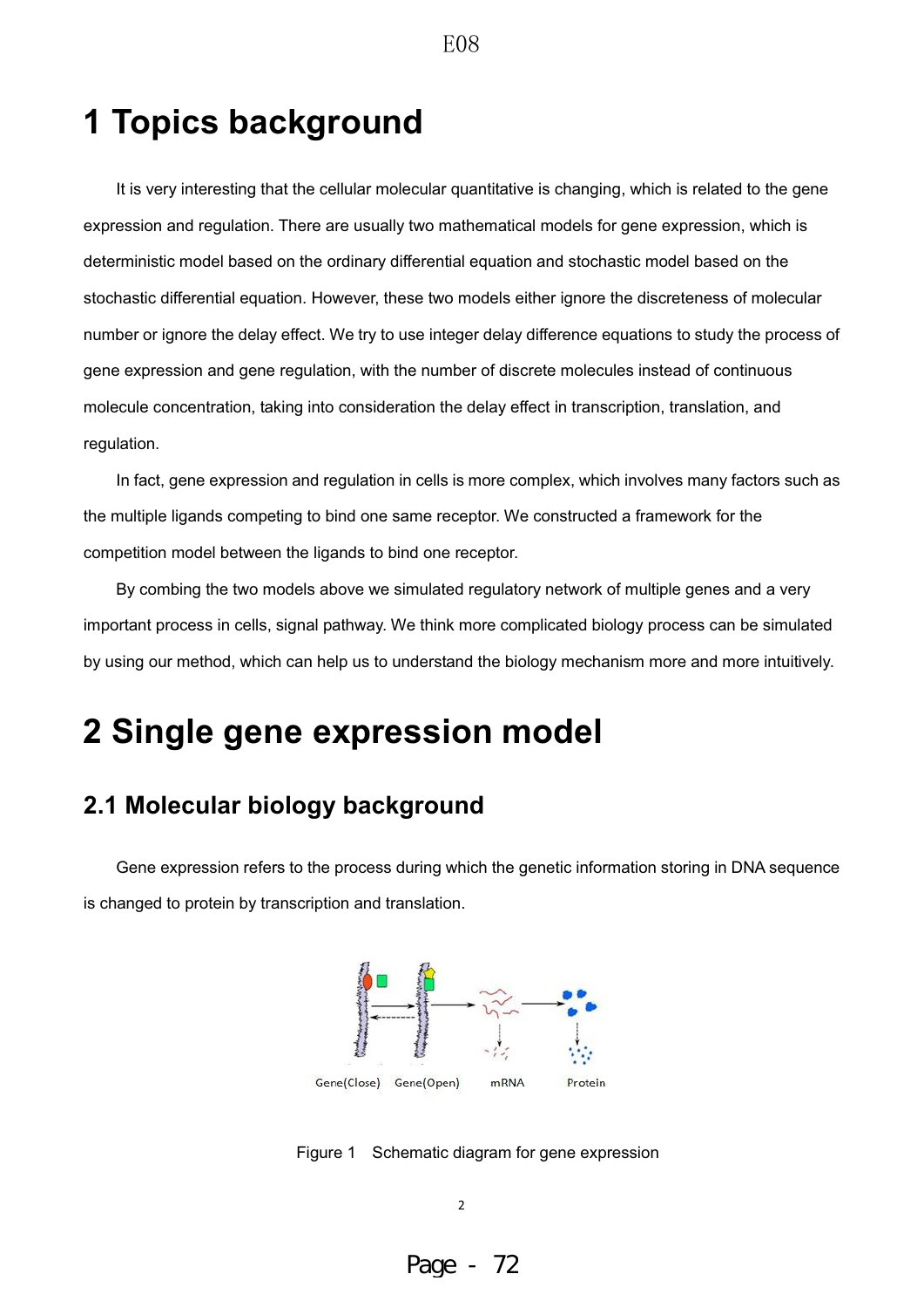# 1 Topics background

It is very interesting that the cellular molecular quantitative is changing, which is related to the gene expression and regulation. There are usually two mathematical models for gene expression, which is deterministic model based on the ordinary differential equation and stochastic model based on the stochastic differential equation. However, these two models either ignore the discreteness of molecular number or ignore the delay effect. We try to use integer delay difference equations to study the process of gene expression and gene regulation, with the number of discrete molecules instead of continuous molecule concentration, taking into consideration the delay effect in transcription, translation, and regulation.

In fact, gene expression and regulation in cells is more complex, which involves many factors such as the multiple ligands competing to bind one same receptor. We constructed a framework for the competition model between the ligands to bind one receptor.

By combing the two models above we simulated regulatory network of multiple genes and a very important process in cells, signal pathway. We think more complicated biology process can be simulated by using our method, which can help us to understand the biology mechanism more and more intuitively.

# 2 Single gene expression model

## 2.1 Molecular biology background

Gene expression refers to the process during which the genetic information storing in DNA sequence is changed to protein by transcription and translation.

Gene(Close) Gene(Open) mRNA Protein

Figure 1 Schematic diagram for gene expression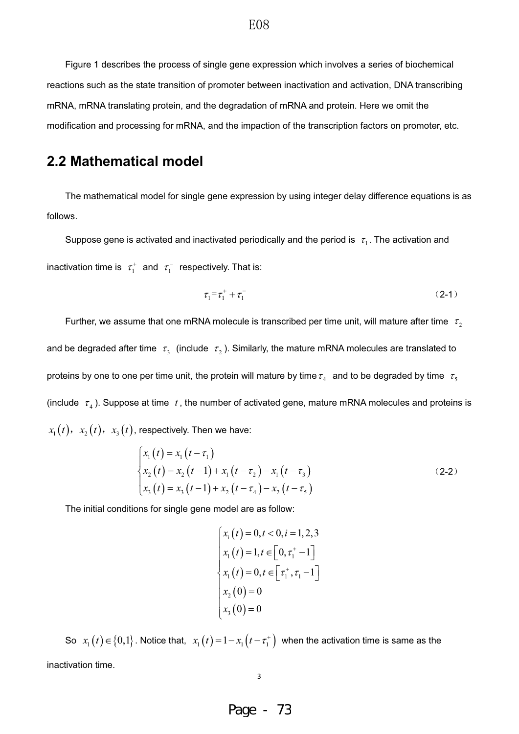Figure 1 describes the process of single gene expression which involves a series of biochemical reactions such as the state transition of promoter between inactivation and activation, DNA transcribing mRNA, mRNA translating protein, and the degradation of mRNA and protein. Here we omit the modification and processing for mRNA, and the impaction of the transcription factors on promoter, etc.

## 2.2 Mathematical model

The mathematical model for single gene expression by using integer delay difference equations is as follows.

Suppose gene is activated and inactivated periodically and the period is $\tau_1$. The activation and inactivation time is $\tau_1^+$ and $\tau_1^-$ respectively. That is:

$$\tau_1 = \tau_1^+ + \tau_1^- \tag{2-1}$$

Further, we assume that one mRNA molecule is transcribed per time unit, will mature after time $\tau_2$ and be degraded after time $\tau_3$ (include $\tau_2$). Similarly, the mature mRNA molecules are translated to proteins by one to one per time unit, the protein will mature by time $\tau_4$ and to be degraded by time $\tau_5$ (include $\tau_4$). Suppose at time $t$, the number of activated gene, mature mRNA molecules and proteins is $x_1(t)$, $x_2(t)$, $x_3(t)$, respectively. Then we have:

$$\begin{cases} x_1(t) = x_1(t-\tau_1) \\ x_2(t) = x_2(t-1) + x_1(t-\tau_2) - x_1(t-\tau_3) \\ x_3(t) = x_3(t-1) + x_2(t-\tau_4) - x_2(t-\tau_5) \end{cases} \tag{2-2}$$

The initial conditions for single gene model are as follow:

$$\begin{cases} x_i(t) = 0, t < 0, i = 1,2,3 \\ x_1(t) = 1, t \in \left[0, \tau_1^+ - 1\right] \\ x_1(t) = 0, t \in \left[\tau_1^+, \tau_1 - 1\right] \\ x_2(0) = 0 \\ x_3(0) = 0 \end{cases}$$

So $x_1(t) \in \{0,1\}$. Notice that, $x_1(t) = 1 - x_1(t-\tau_1^+)$ when the activation time is same as the inactivation time.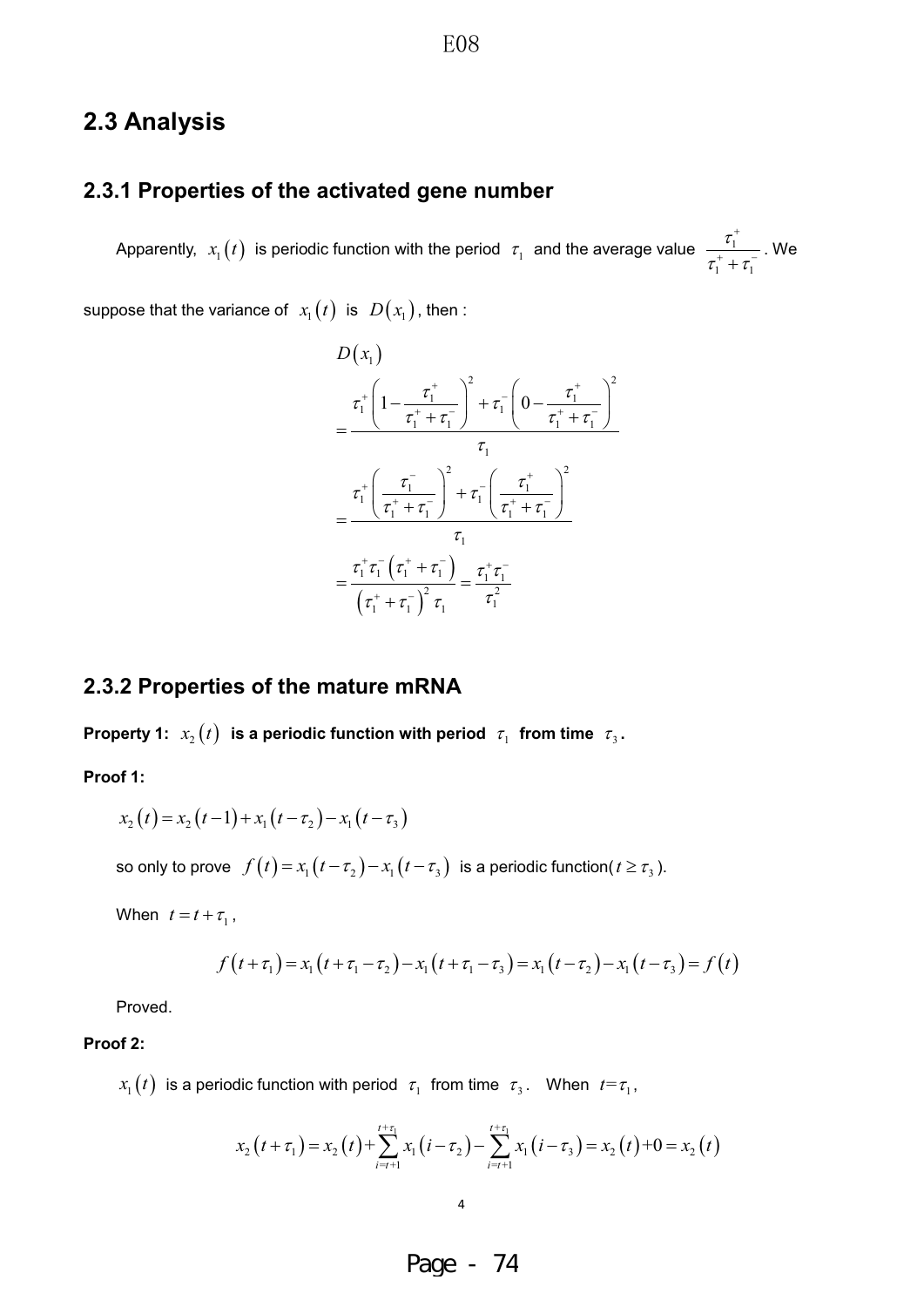## 2.3 Analysis

### 2.3.1 Properties of the activated gene number

Apparently, $x_1(t)$ is periodic function with the period $\tau_1$ and the average value $\frac{\tau_1^+}{\tau_1^+ + \tau_1^-}$. We suppose that the variance of $x_1(t)$ is $D(x_1)$, then :

$$
\begin{aligned}
& D(x_1) \\
&= \frac{\tau_1^+ \left(1 - \frac{\tau_1^+}{\tau_1^+ + \tau_1^-}\right)^2 + \tau_1^- \left(0 - \frac{\tau_1^+}{\tau_1^+ + \tau_1^-}\right)^2}{\tau_1} \\
&= \frac{\tau_1^+ \left(\frac{\tau_1^-}{\tau_1^+ + \tau_1^-}\right)^2 + \tau_1^- \left(\frac{\tau_1^+}{\tau_1^+ + \tau_1^-}\right)^2}{\tau_1} \\
&= \frac{\tau_1^+ \tau_1^- \left(\tau_1^+ + \tau_1^-\right)}{\left(\tau_1^+ + \tau_1^-\right)^2 \tau_1} = \frac{\tau_1^+ \tau_1^-}{\tau_1^2}
\end{aligned}
$$

### 2.3.2 Properties of the mature mRNA

**Property 1: $x_2(t)$ is a periodic function with period $\tau_1$ from time $\tau_3$.**

**Proof 1:**

$$x_2(t) = x_2(t-1) + x_1(t - \tau_2) - x_1(t - \tau_3)$$

so only to prove $f(t) = x_1(t - \tau_2) - x_1(t - \tau_3)$ is a periodic function($t \geq \tau_3$).

When $t = t + \tau_1$,

$$f(t + \tau_1) = x_1(t + \tau_1 - \tau_2) - x_1(t + \tau_1 - \tau_3) = x_1(t - \tau_2) - x_1(t - \tau_3) = f(t)$$

Proved.

**Proof 2:**

$x_1(t)$ is a periodic function with period $\tau_1$ from time $\tau_3$. When $t = \tau_1$,

$$x_2(t + \tau_1) = x_2(t) + \sum_{i=t+1}^{t+\tau_1} x_1(i - \tau_2) - \sum_{i=t+1}^{t+\tau_1} x_1(i - \tau_3) = x_2(t) + 0 = x_2(t)$$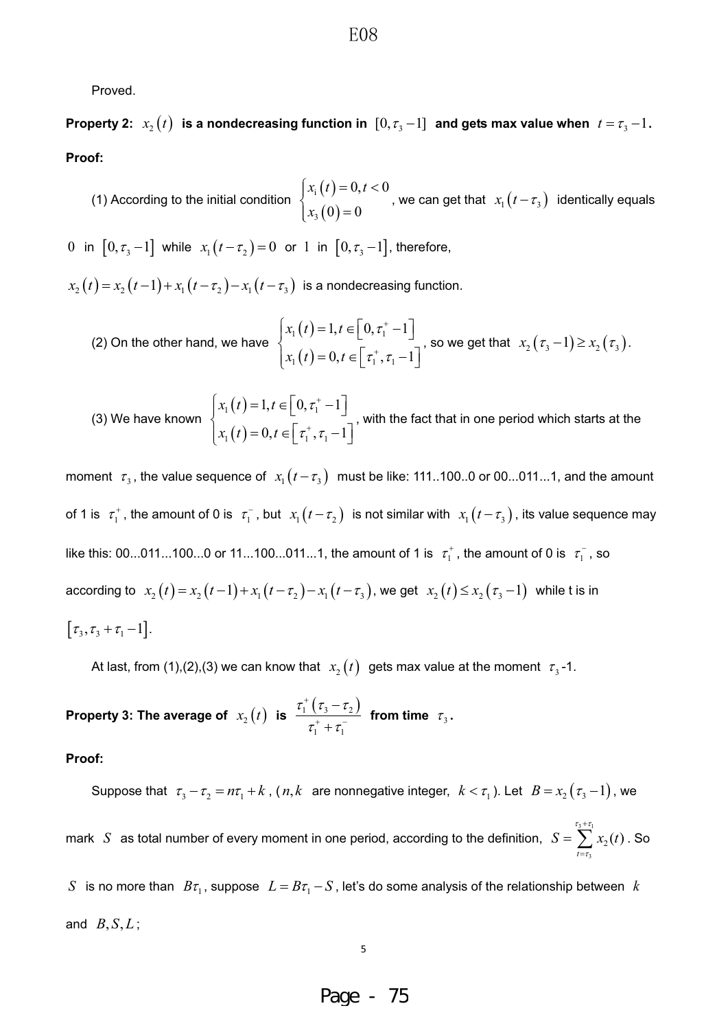Proved.

**Property 2:** $x_2(t)$ **is a nondecreasing function in** $[0, \tau_3 - 1]$ **and gets max value when** $t = \tau_3 - 1$**.**

**Proof:**

(1) According to the initial condition $\begin{cases} x_1(t) = 0, t < 0 \\ x_3(0) = 0 \end{cases}$, we can get that $x_1(t - \tau_3)$ identically equals $0$ in $[0, \tau_3 - 1]$ while $x_1(t - \tau_2) = 0$ or $1$ in $[0, \tau_3 - 1]$, therefore,

$x_2(t) = x_2(t-1) + x_1(t - \tau_2) - x_1(t - \tau_3)$ is a nondecreasing function.

(2) On the other hand, we have $\begin{cases} x_1(t) = 1, t \in [0, \tau_1^+ - 1] \\ x_1(t) = 0, t \in [\tau_1^+, \tau_1 - 1] \end{cases}$, so we get that $x_2(\tau_3 - 1) \geq x_2(\tau_3)$.

(3) We have known $\begin{cases} x_1(t) = 1, t \in [0, \tau_1^+ - 1] \\ x_1(t) = 0, t \in [\tau_1^+, \tau_1 - 1] \end{cases}$, with the fact that in one period which starts at the moment $\tau_3$, the value sequence of $x_1(t - \tau_3)$ must be like: 111..100..0 or 00...011...1, and the amount of 1 is $\tau_1^+$, the amount of 0 is $\tau_1^-$, but $x_1(t - \tau_2)$ is not similar with $x_1(t - \tau_3)$, its value sequence may like this: 00...011...100...0 or 11...100...011...1, the amount of 1 is $\tau_1^+$, the amount of 0 is $\tau_1^-$, so according to $x_2(t) = x_2(t-1) + x_1(t - \tau_2) - x_1(t - \tau_3)$, we get $x_2(t) \leq x_2(\tau_3 - 1)$ while t is in $[\tau_3, \tau_3 + \tau_1 - 1]$.

At last, from (1),(2),(3) we can know that $x_2(t)$ gets max value at the moment $\tau_3$-1.

**Property 3: The average of** $x_2(t)$ **is** $\dfrac{\tau_1^+(\tau_3 - \tau_2)}{\tau_1^+ + \tau_1^-}$ **from time** $\tau_3$**.**

**Proof:**

Suppose that $\tau_3 - \tau_2 = n\tau_1 + k$, ($n, k$ are nonnegative integer, $k < \tau_1$). Let $B = x_2(\tau_3 - 1)$, we mark $S$ as total number of every moment in one period, according to the definition, $S = \sum_{t=\tau_3}^{\tau_3+\tau_1} x_2(t)$. So $S$ is no more than $B\tau_1$, suppose $L = B\tau_1 - S$, let's do some analysis of the relationship between $k$ and $B, S, L$;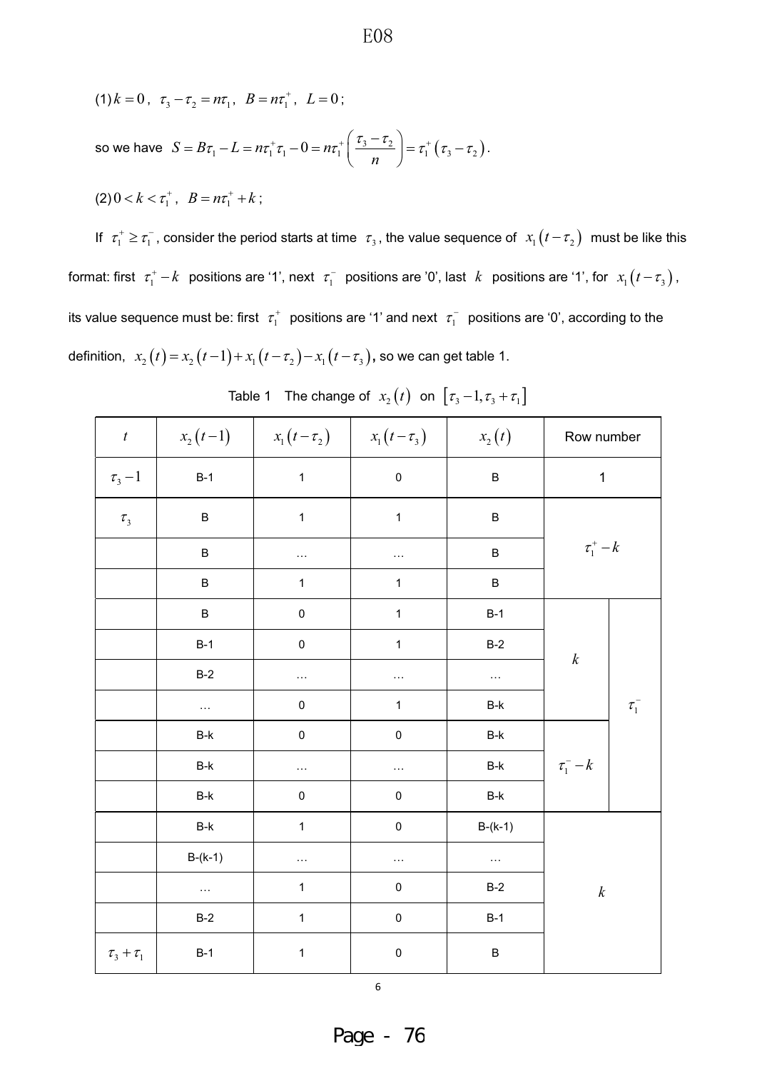(1) $k = 0$, $\tau_3 - \tau_2 = n\tau_1$, $B = n\tau_1^+$, $L = 0$;

so we have $S = B\tau_1 - L = n\tau_1^+\tau_1 - 0 = n\tau_1^+\left(\dfrac{\tau_3 - \tau_2}{n}\right) = \tau_1^+\left(\tau_3 - \tau_2\right)$.

(2) $0 < k < \tau_1^+$, $B = n\tau_1^+ + k$;

If $\tau_1^+ \geq \tau_1^-$, consider the period starts at time $\tau_3$, the value sequence of $x_1(t - \tau_2)$ must be like this format: first $\tau_1^+ - k$ positions are '1', next $\tau_1^-$ positions are '0', last $k$ positions are '1', for $x_1(t - \tau_3)$, its value sequence must be: first $\tau_1^+$ positions are '1' and next $\tau_1^-$ positions are '0', according to the definition, $x_2(t) = x_2(t-1) + x_1(t - \tau_2) - x_1(t - \tau_3)$, so we can get table 1.

Table 1 The change of $x_2(t)$ on $[\tau_3 - 1, \tau_3 + \tau_1]$

| $t$ | $x_2(t-1)$ | $x_1(t-\tau_2)$ | $x_1(t-\tau_3)$ | $x_2(t)$ | Row number | |
|---|---|---|---|---|---|---|
| $\tau_3 - 1$ | B-1 | 1 | 0 | B | 1 | |
| $\tau_3$ | B | 1 | 1 | B | $\tau_1^+ - k$ | |
| | B | … | … | B | | |
| | B | 1 | 1 | B | | |
| | B | 0 | 1 | B-1 | $k$ | $\tau_1^-$ |
| | B-1 | 0 | 1 | B-2 | | |
| | B-2 | … | … | … | | |
| | … | 0 | 1 | B-k | | |
| | B-k | 0 | 0 | B-k | $\tau_1^- - k$ | |
| | B-k | … | … | B-k | | |
| | B-k | 0 | 0 | B-k | | |
| | B-k | 1 | 0 | B-(k-1) | $k$ | |
| | B-(k-1) | … | … | … | | |
| | … | 1 | 0 | B-2 | | |
| | B-2 | 1 | 0 | B-1 | | |
| $\tau_3 + \tau_1$ | B-1 | 1 | 0 | B | | |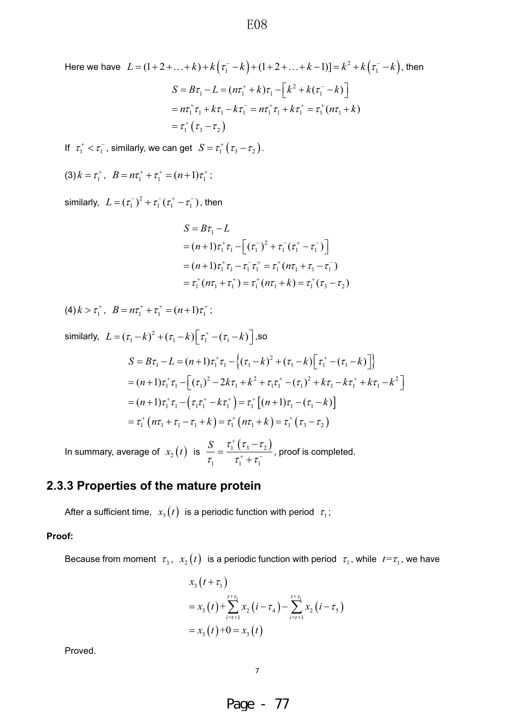Here we have $L = (1+2+\ldots+k) + k\left(\tau_1^- - k\right) + (1+2+\ldots+k-1)] = k^2 + k\left(\tau_1^- - k\right)$, then

$$
\begin{aligned}
S &= B\tau_1 - L = (n\tau_1^+ + k)\tau_1 - \left[k^2 + k(\tau_1^- - k)\right] \\
&= n\tau_1^+\tau_1 + k\tau_1 - k\tau_1^- = n\tau_1^+\tau_1 + k\tau_1^+ = \tau_1^+(n\tau_1 + k) \\
&= \tau_1^+\left(\tau_3 - \tau_2\right)
\end{aligned}
$$

If $\tau_1^+ < \tau_1^-$, similarly, we can get $S = \tau_1^+\left(\tau_3 - \tau_2\right)$.

(3) $k = \tau_1^+$, $B = n\tau_1^+ + \tau_1^+ = (n+1)\tau_1^+$;

similarly, $L = (\tau_1^-)^2 + \tau_1^-(\tau_1^+ - \tau_1^-)$, then

$$
\begin{aligned}
S &= B\tau_1 - L \\
&= (n+1)\tau_1^+\tau_1 - \left[(\tau_1^-)^2 + \tau_1^-(\tau_1^+ - \tau_1^-)\right] \\
&= (n+1)\tau_1^+\tau_1 - \tau_1^-\tau_1^+ = \tau_1^+(n\tau_1 + \tau_1 - \tau_1^-) \\
&= \tau_1^+(n\tau_1 + \tau_1^+) = \tau_1^+(n\tau_1 + k) = \tau_1^+(\tau_3 - \tau_2)
\end{aligned}
$$

(4) $k > \tau_1^+$, $B = n\tau_1^+ + \tau_1^+ = (n+1)\tau_1^+$;

similarly, $L = (\tau_1 - k)^2 + (\tau_1 - k)\left[\tau_1^+ - (\tau_1 - k)\right]$,so

$$
\begin{aligned}
S &= B\tau_1 - L = (n+1)\tau_1^+\tau_1 - \left\{(\tau_1 - k)^2 + (\tau_1 - k)\left[\tau_1^+ - (\tau_1 - k)\right]\right\} \\
&= (n+1)\tau_1^+\tau_1 - \left[(\tau_1)^2 - 2k\tau_1 + k^2 + \tau_1\tau_1^+ - (\tau_1)^2 + k\tau_1 - k\tau_1^+ + k\tau_1 - k^2\right] \\
&= (n+1)\tau_1^+\tau_1 - \left(\tau_1\tau_1^+ - k\tau_1^+\right) = \tau_1^+\left[(n+1)\tau_1 - (\tau_1 - k)\right] \\
&= \tau_1^+\left(n\tau_1 + \tau_1 - \tau_1 + k\right) = \tau_1^+\left(n\tau_1 + k\right) = \tau_1^+\left(\tau_3 - \tau_2\right)
\end{aligned}
$$

In summary, average of $x_2(t)$ is $\dfrac{S}{\tau_1} = \dfrac{\tau_1^+\left(\tau_3 - \tau_2\right)}{\tau_1^+ + \tau_1^-}$, proof is completed.

## 2.3.3 Properties of the mature protein

After a sufficient time, $x_3(t)$ is a periodic function with period $\tau_1$;

**Proof:**

Because from moment $\tau_3$, $x_2(t)$ is a periodic function with period $\tau_1$, while $t=\tau_1$, we have

$$
\begin{aligned}
& x_3\left(t + \tau_1\right) \\
&= x_3\left(t\right) + \sum_{i=t+1}^{t+\tau_1} x_2\left(i - \tau_4\right) - \sum_{i=t+1}^{t+\tau_1} x_2\left(i - \tau_5\right) \\
&= x_3\left(t\right) + 0 = x_3\left(t\right)
\end{aligned}
$$

Proved.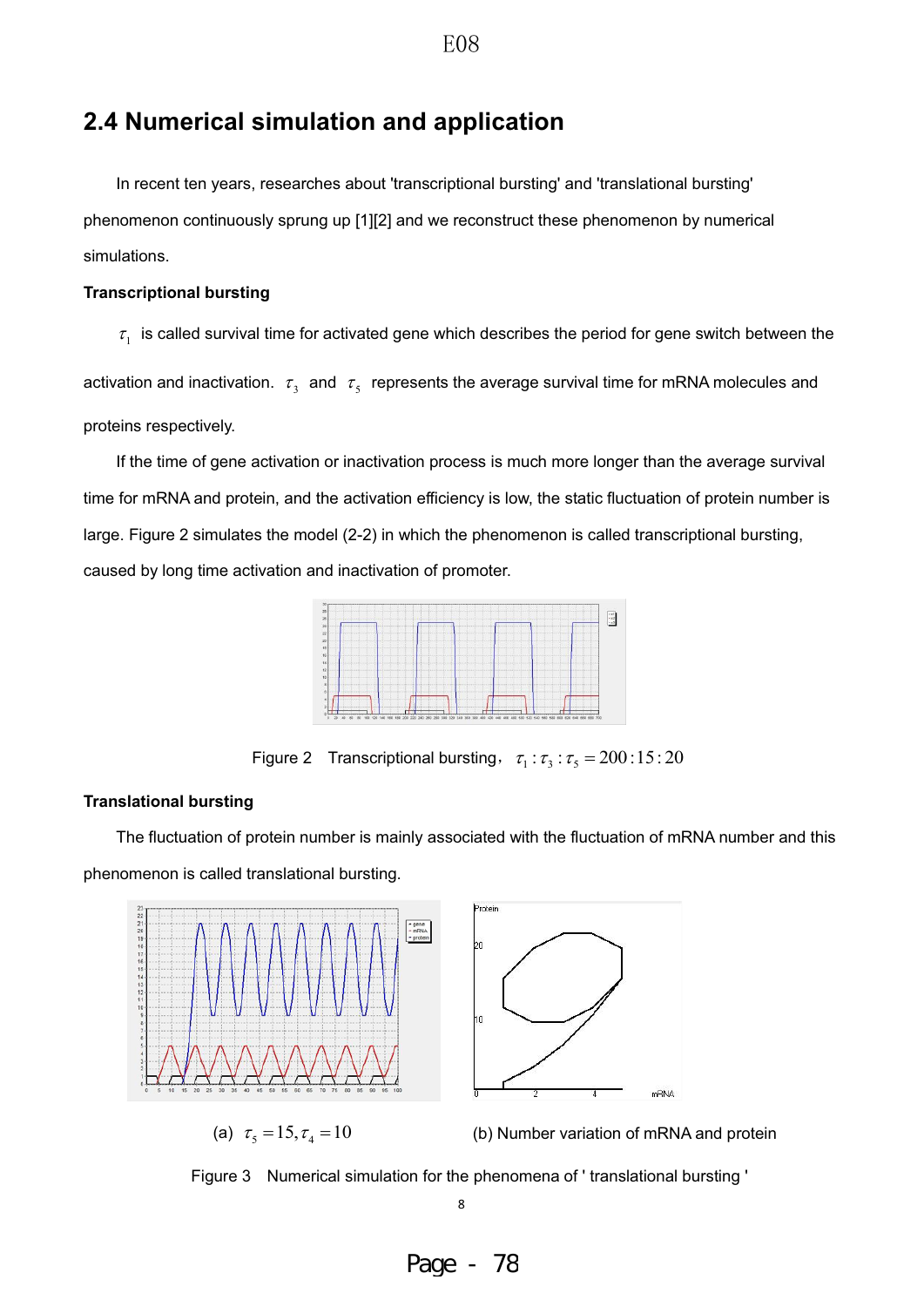## 2.4 Numerical simulation and application

In recent ten years, researches about 'transcriptional bursting' and 'translational bursting' phenomenon continuously sprung up [1][2] and we reconstruct these phenomenon by numerical simulations.

**Transcriptional bursting**

$\tau_1$ is called survival time for activated gene which describes the period for gene switch between the activation and inactivation. $\tau_3$ and $\tau_5$ represents the average survival time for mRNA molecules and proteins respectively.

If the time of gene activation or inactivation process is much more longer than the average survival time for mRNA and protein, and the activation efficiency is low, the static fluctuation of protein number is large. Figure 2 simulates the model (2-2) in which the phenomenon is called transcriptional bursting, caused by long time activation and inactivation of promoter.

Figure 2 Transcriptional bursting, $\tau_1 : \tau_3 : \tau_5 = 200:15:20$

**Translational bursting**

The fluctuation of protein number is mainly associated with the fluctuation of mRNA number and this phenomenon is called translational bursting.

(a) $\tau_5 = 15, \tau_4 = 10$

(b) Number variation of mRNA and protein

Figure 3 Numerical simulation for the phenomena of ' translational bursting '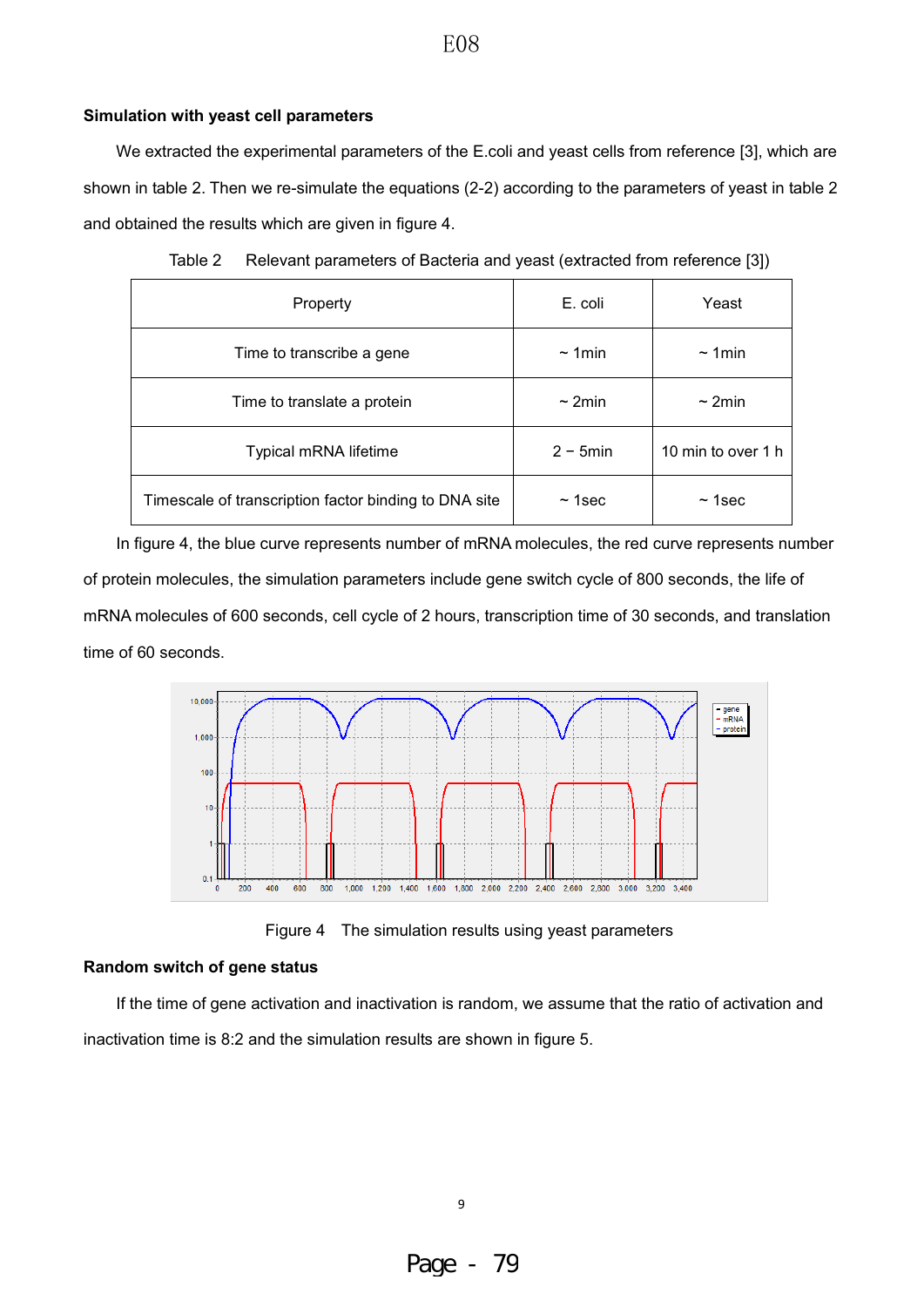**Simulation with yeast cell parameters**

We extracted the experimental parameters of the E.coli and yeast cells from reference [3], which are shown in table 2. Then we re-simulate the equations (2-2) according to the parameters of yeast in table 2 and obtained the results which are given in figure 4.

Table 2 Relevant parameters of Bacteria and yeast (extracted from reference [3])

| Property | E. coli | Yeast |
|---|---|---|
| Time to transcribe a gene | ~ 1min | ~ 1min |
| Time to translate a protein | ~ 2min | ~ 2min |
| Typical mRNA lifetime | 2 – 5min | 10 min to over 1 h |
| Timescale of transcription factor binding to DNA site | ~ 1sec | ~ 1sec |

In figure 4, the blue curve represents number of mRNA molecules, the red curve represents number of protein molecules, the simulation parameters include gene switch cycle of 800 seconds, the life of mRNA molecules of 600 seconds, cell cycle of 2 hours, transcription time of 30 seconds, and translation time of 60 seconds.

Figure 4 The simulation results using yeast parameters

**Random switch of gene status**

If the time of gene activation and inactivation is random, we assume that the ratio of activation and inactivation time is 8:2 and the simulation results are shown in figure 5.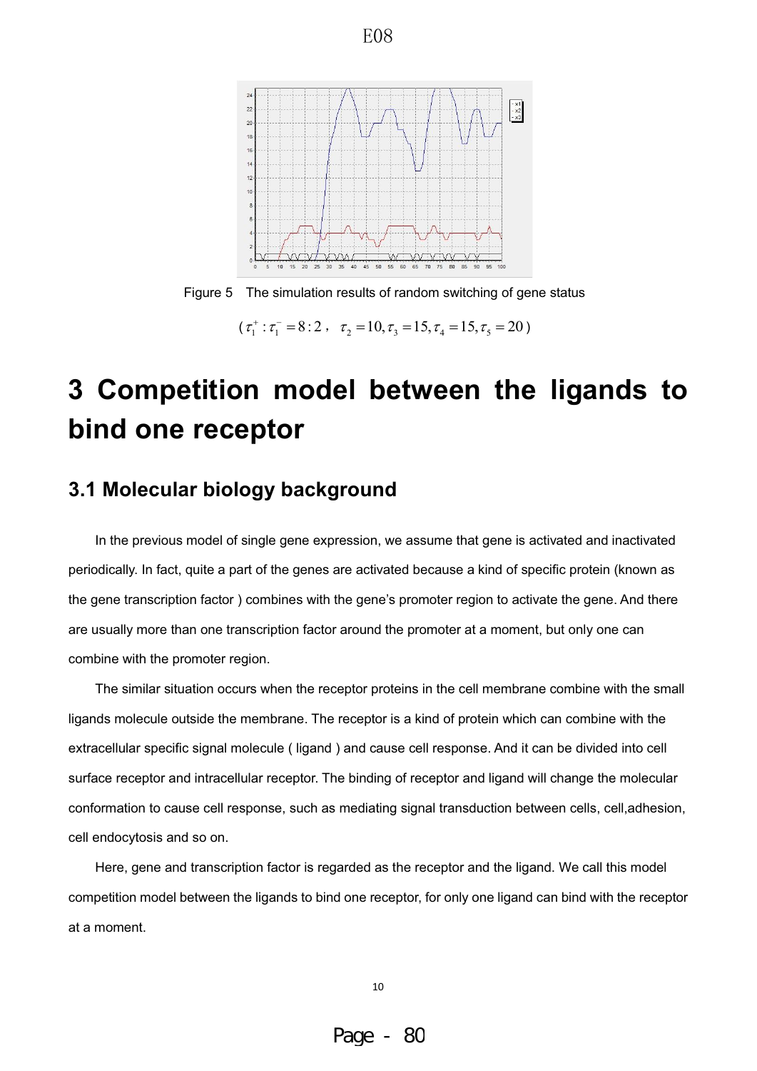Figure 5 The simulation results of random switching of gene status

($\tau_1^+ : \tau_1^- = 8:2$, $\tau_2 = 10, \tau_3 = 15, \tau_4 = 15, \tau_5 = 20$)

# 3 Competition model between the ligands to bind one receptor

## 3.1 Molecular biology background

In the previous model of single gene expression, we assume that gene is activated and inactivated periodically. In fact, quite a part of the genes are activated because a kind of specific protein (known as the gene transcription factor ) combines with the gene's promoter region to activate the gene. And there are usually more than one transcription factor around the promoter at a moment, but only one can combine with the promoter region.

The similar situation occurs when the receptor proteins in the cell membrane combine with the small ligands molecule outside the membrane. The receptor is a kind of protein which can combine with the extracellular specific signal molecule ( ligand ) and cause cell response. And it can be divided into cell surface receptor and intracellular receptor. The binding of receptor and ligand will change the molecular conformation to cause cell response, such as mediating signal transduction between cells, cell,adhesion, cell endocytosis and so on.

Here, gene and transcription factor is regarded as the receptor and the ligand. We call this model competition model between the ligands to bind one receptor, for only one ligand can bind with the receptor at a moment.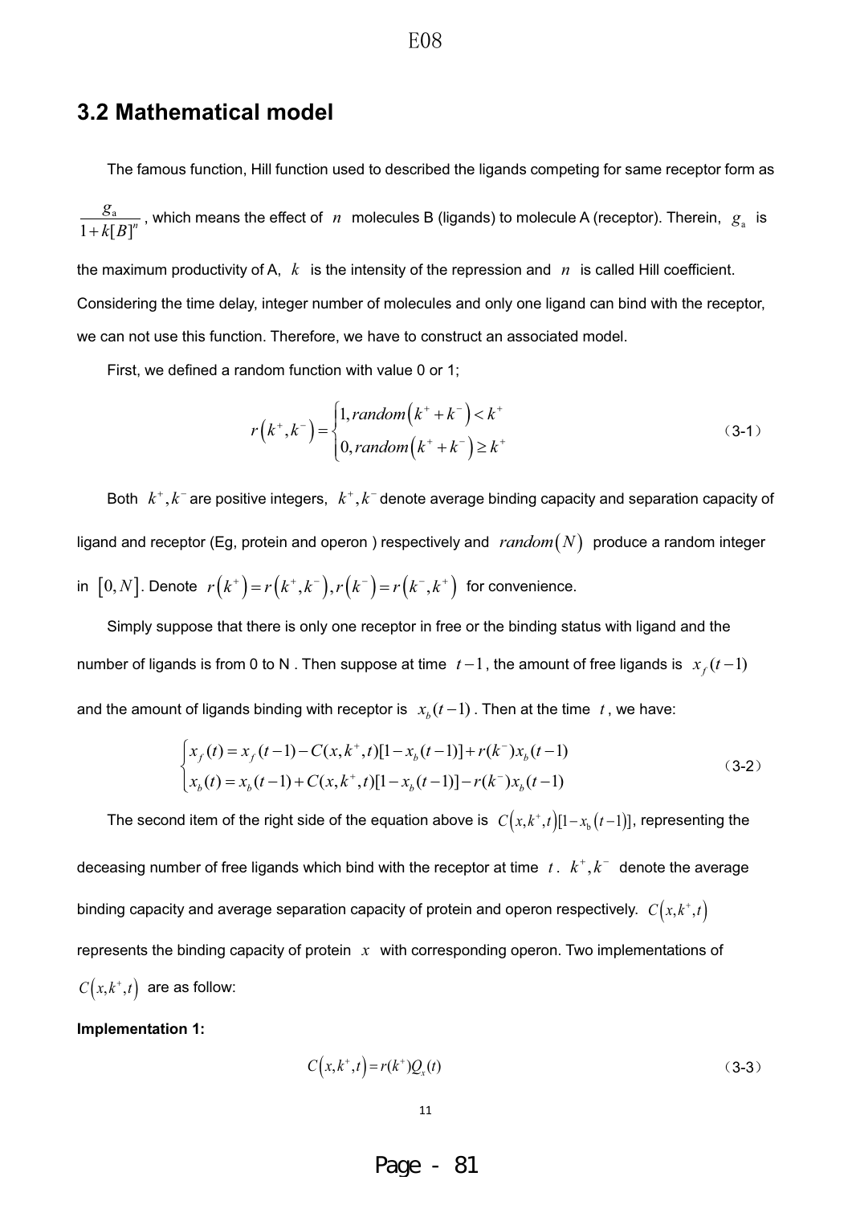## 3.2 Mathematical model

The famous function, Hill function used to described the ligands competing for same receptor form as $\frac{g_a}{1+k[B]^n}$, which means the effect of $n$ molecules B (ligands) to molecule A (receptor). Therein, $g_a$ is the maximum productivity of A, $k$ is the intensity of the repression and $n$ is called Hill coefficient. Considering the time delay, integer number of molecules and only one ligand can bind with the receptor, we can not use this function. Therefore, we have to construct an associated model.

First, we defined a random function with value 0 or 1;

$$r\left(k^+,k^-\right)=\begin{cases}1, random\left(k^+ + k^-\right) < k^+ \\ 0, random\left(k^+ + k^-\right) \geq k^+\end{cases} \tag{3-1}$$

Both $k^+, k^-$ are positive integers, $k^+, k^-$ denote average binding capacity and separation capacity of ligand and receptor (Eg, protein and operon ) respectively and $random(N)$ produce a random integer in $[0, N]$. Denote $r\left(k^+\right)=r\left(k^+,k^-\right), r\left(k^-\right)=r\left(k^-,k^+\right)$ for convenience.

Simply suppose that there is only one receptor in free or the binding status with ligand and the number of ligands is from 0 to N . Then suppose at time $t-1$, the amount of free ligands is $x_f(t-1)$ and the amount of ligands binding with receptor is $x_b(t-1)$. Then at the time $t$, we have:

$$\begin{cases}x_f(t)=x_f(t-1)-C(x,k^+,t)[1-x_b(t-1)]+r(k^-)x_b(t-1) \\ x_b(t)=x_b(t-1)+C(x,k^+,t)[1-x_b(t-1)]-r(k^-)x_b(t-1)\end{cases} \tag{3-2}$$

The second item of the right side of the equation above is $C\left(x,k^+,t\right)[1-x_b\left(t-1\right)]$, representing the deceasing number of free ligands which bind with the receptor at time $t$. $k^+, k^-$ denote the average binding capacity and average separation capacity of protein and operon respectively. $C\left(x,k^+,t\right)$ represents the binding capacity of protein $x$ with corresponding operon. Two implementations of $C\left(x,k^+,t\right)$ are as follow:

**Implementation 1:**

$$C\left(x,k^+,t\right)=r(k^+)Q_x(t) \tag{3-3}$$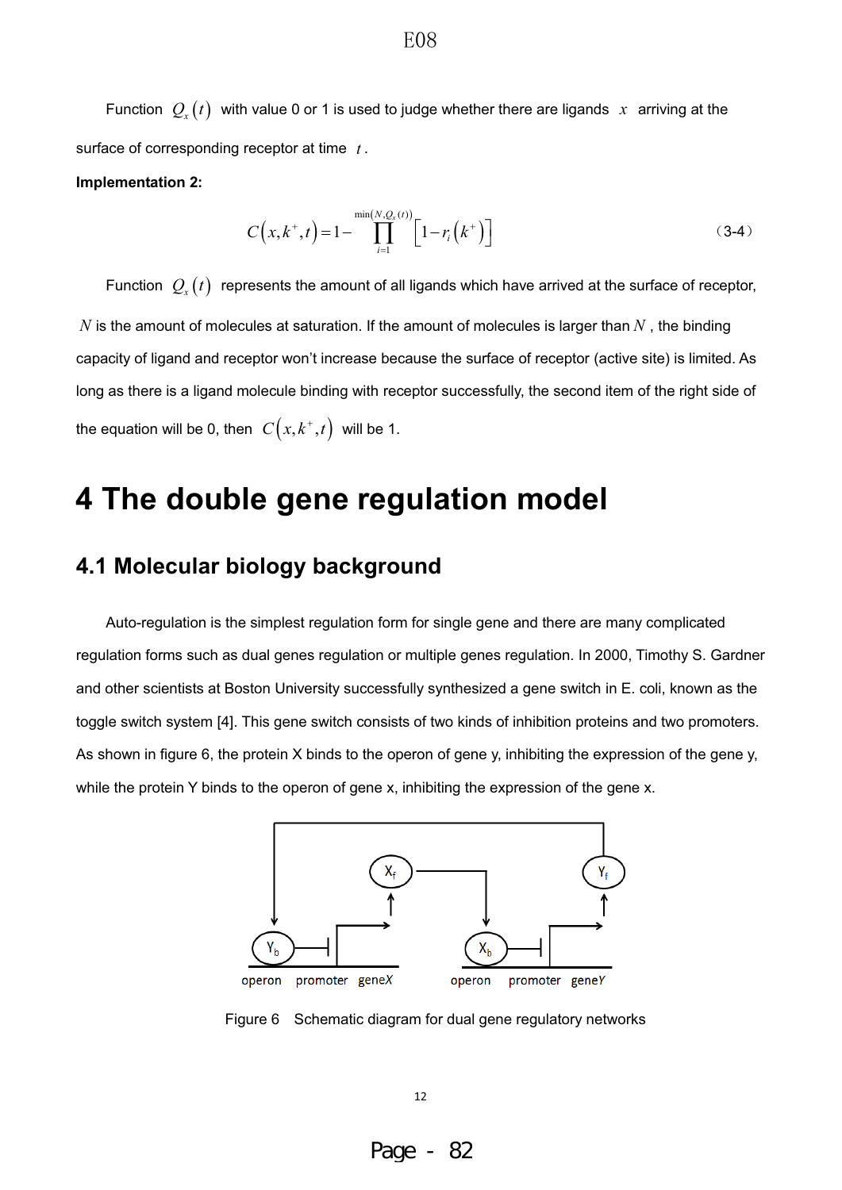Function $Q_x(t)$ with value 0 or 1 is used to judge whether there are ligands $x$ arriving at the surface of corresponding receptor at time $t$.

**Implementation 2:**

$$C\left(x,k^{+},t\right)=1-\prod_{i=1}^{\min\left(N,Q_x(t)\right)}\left[1-r_i\left(k^{+}\right)\right] \tag{3-4}$$

Function $Q_x(t)$ represents the amount of all ligands which have arrived at the surface of receptor, $N$ is the amount of molecules at saturation. If the amount of molecules is larger than $N$, the binding capacity of ligand and receptor won't increase because the surface of receptor (active site) is limited. As long as there is a ligand molecule binding with receptor successfully, the second item of the right side of the equation will be 0, then $C\left(x,k^{+},t\right)$ will be 1.

# 4 The double gene regulation model

## 4.1 Molecular biology background

Auto-regulation is the simplest regulation form for single gene and there are many complicated regulation forms such as dual genes regulation or multiple genes regulation. In 2000, Timothy S. Gardner and other scientists at Boston University successfully synthesized a gene switch in E. coli, known as the toggle switch system [4]. This gene switch consists of two kinds of inhibition proteins and two promoters. As shown in figure 6, the protein X binds to the operon of gene y, inhibiting the expression of the gene y, while the protein Y binds to the operon of gene x, inhibiting the expression of the gene x.

Figure 6 Schematic diagram for dual gene regulatory networks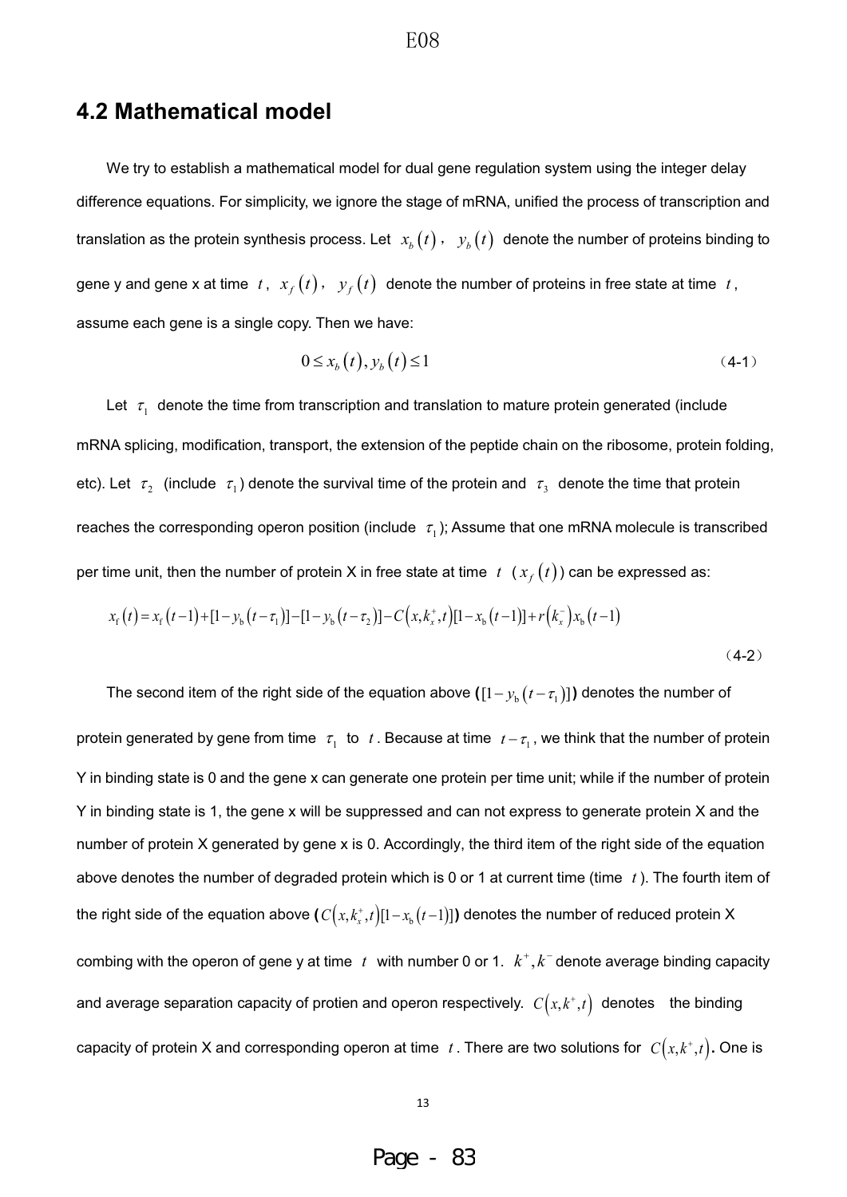## 4.2 Mathematical model

We try to establish a mathematical model for dual gene regulation system using the integer delay difference equations. For simplicity, we ignore the stage of mRNA, unified the process of transcription and translation as the protein synthesis process. Let $x_b(t)$, $y_b(t)$ denote the number of proteins binding to gene y and gene x at time $t$, $x_f(t)$, $y_f(t)$ denote the number of proteins in free state at time $t$, assume each gene is a single copy. Then we have:

$$0 \le x_b(t), y_b(t) \le 1 \tag{4-1}$$

Let $\tau_1$ denote the time from transcription and translation to mature protein generated (include mRNA splicing, modification, transport, the extension of the peptide chain on the ribosome, protein folding, etc). Let $\tau_2$ (include $\tau_1$) denote the survival time of the protein and $\tau_3$ denote the time that protein reaches the corresponding operon position (include $\tau_1$); Assume that one mRNA molecule is transcribed per time unit, then the number of protein X in free state at time $t$ ($x_f(t)$) can be expressed as:

$$x_f(t) = x_f(t-1) + [1 - y_b(t-\tau_1)] - [1 - y_b(t-\tau_2)] - C(x, k_x^+, t)[1 - x_b(t-1)] + r(k_x^-)x_b(t-1) \tag{4-2}$$

The second item of the right side of the equation above **(**$[1 - y_b(t-\tau_1)]$**)** denotes the number of protein generated by gene from time $\tau_1$ to $t$. Because at time $t-\tau_1$, we think that the number of protein Y in binding state is 0 and the gene x can generate one protein per time unit; while if the number of protein Y in binding state is 1, the gene x will be suppressed and can not express to generate protein X and the number of protein X generated by gene x is 0. Accordingly, the third item of the right side of the equation above denotes the number of degraded protein which is 0 or 1 at current time (time $t$). The fourth item of the right side of the equation above **(**$C(x, k_x^+, t)[1 - x_b(t-1)]$**)** denotes the number of reduced protein X combing with the operon of gene y at time $t$ with number 0 or 1. $k^+, k^-$ denote average binding capacity and average separation capacity of protien and operon respectively. $C(x, k^+, t)$ denotes the binding capacity of protein X and corresponding operon at time $t$. There are two solutions for $C(x, k^+, t)$**.** One is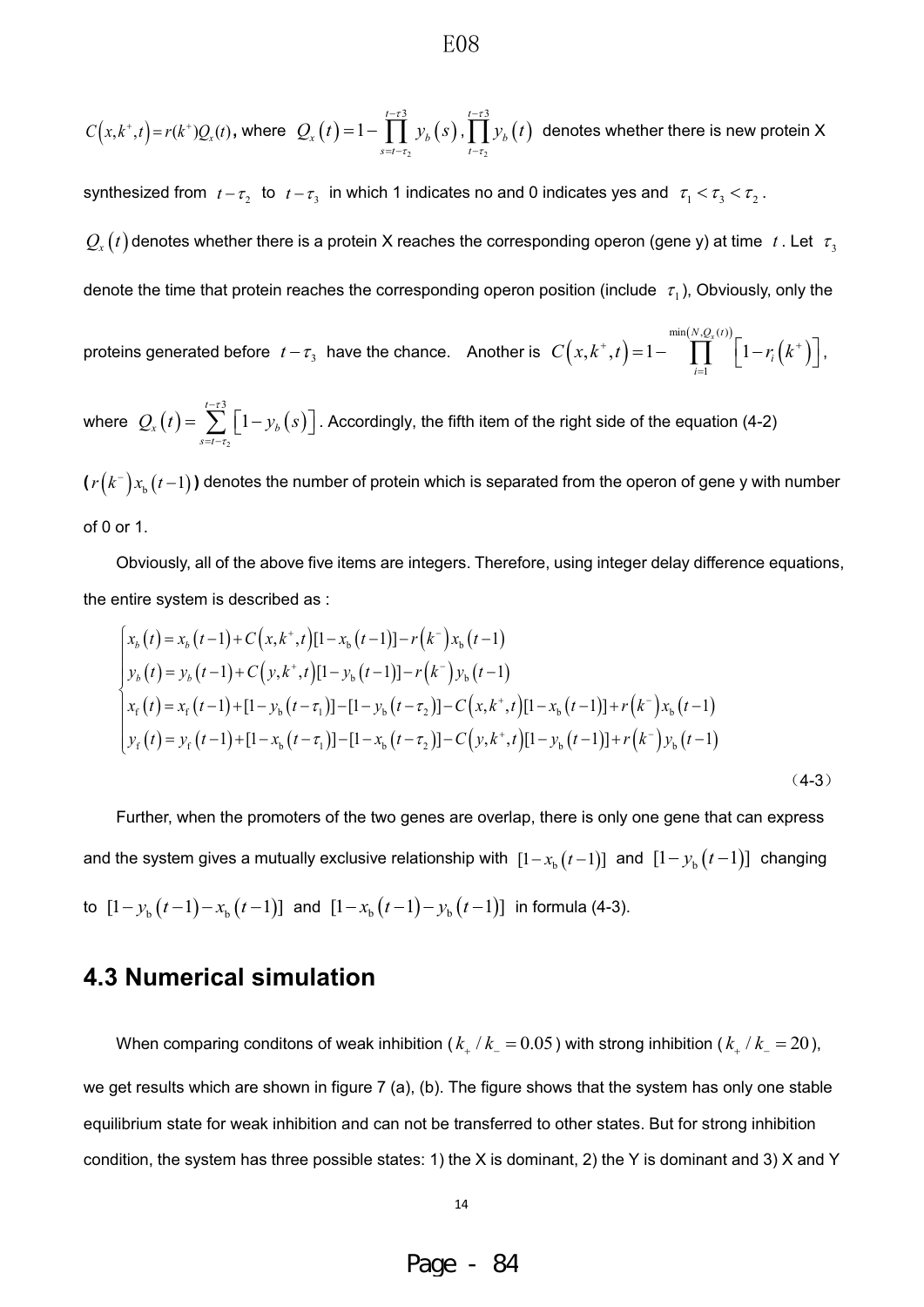$C\left(x,k^{+},t\right)=r(k^{+})Q_{x}(t)$, where $Q_{x}\left(t\right)=1-\prod_{s=t-\tau_{2}}^{t-\tau 3}y_{b}\left(s\right),\prod_{t-\tau_{2}}^{t-\tau 3}y_{b}\left(t\right)$ denotes whether there is new protein X synthesized from $t-\tau_{2}$ to $t-\tau_{3}$ in which 1 indicates no and 0 indicates yes and $\tau_{1}<\tau_{3}<\tau_{2}$.

$Q_{x}\left(t\right)$ denotes whether there is a protein X reaches the corresponding operon (gene y) at time $t$. Let $\tau_{3}$ denote the time that protein reaches the corresponding operon position (include $\tau_{1}$), Obviously, only the proteins generated before $t-\tau_{3}$ have the chance. Another is $C\left(x,k^{+},t\right)=1-\prod_{i=1}^{\min\left(N,Q_{x}(t)\right)}\left[1-r_{i}\left(k^{+}\right)\right]$, where $Q_{x}\left(t\right)=\sum_{s=t-\tau_{2}}^{t-\tau 3}\left[1-y_{b}\left(s\right)\right]$. Accordingly, the fifth item of the right side of the equation (4-2) ($r\left(k^{-}\right)x_{\mathrm{b}}\left(t-1\right)$) denotes the number of protein which is separated from the operon of gene y with number of 0 or 1.

Obviously, all of the above five items are integers. Therefore, using integer delay difference equations, the entire system is described as :

$$
\begin{cases}
x_{b}\left(t\right)=x_{b}\left(t-1\right)+C\left(x,k^{+},t\right)[1-x_{\mathrm{b}}\left(t-1\right)]-r\left(k^{-}\right)x_{\mathrm{b}}\left(t-1\right)\\
y_{b}\left(t\right)=y_{b}\left(t-1\right)+C\left(y,k^{+},t\right)[1-y_{\mathrm{b}}\left(t-1\right)]-r\left(k^{-}\right)y_{\mathrm{b}}\left(t-1\right)\\
x_{\mathrm{f}}\left(t\right)=x_{\mathrm{f}}\left(t-1\right)+[1-y_{\mathrm{b}}\left(t-\tau_{1}\right)]-[1-y_{\mathrm{b}}\left(t-\tau_{2}\right)]-C\left(x,k^{+},t\right)[1-x_{\mathrm{b}}\left(t-1\right)]+r\left(k^{-}\right)x_{\mathrm{b}}\left(t-1\right)\\
y_{\mathrm{f}}\left(t\right)=y_{\mathrm{f}}\left(t-1\right)+[1-x_{\mathrm{b}}\left(t-\tau_{1}\right)]-[1-x_{\mathrm{b}}\left(t-\tau_{2}\right)]-C\left(y,k^{+},t\right)[1-y_{\mathrm{b}}\left(t-1\right)]+r\left(k^{-}\right)y_{\mathrm{b}}\left(t-1\right)
\end{cases}
\tag{4-3}
$$

Further, when the promoters of the two genes are overlap, there is only one gene that can express and the system gives a mutually exclusive relationship with $[1-x_{\mathrm{b}}\left(t-1\right)]$ and $[1-y_{\mathrm{b}}\left(t-1\right)]$ changing to $[1-y_{\mathrm{b}}\left(t-1\right)-x_{b}\left(t-1\right)]$ and $[1-x_{\mathrm{b}}\left(t-1\right)-y_{\mathrm{b}}\left(t-1\right)]$ in formula (4-3).

## 4.3 Numerical simulation

When comparing conditons of weak inhibition ($k_{+}/k_{-}=0.05$) with strong inhibition ($k_{+}/k_{-}=20$), we get results which are shown in figure 7 (a), (b). The figure shows that the system has only one stable equilibrium state for weak inhibition and can not be transferred to other states. But for strong inhibition condition, the system has three possible states: 1) the X is dominant, 2) the Y is dominant and 3) X and Y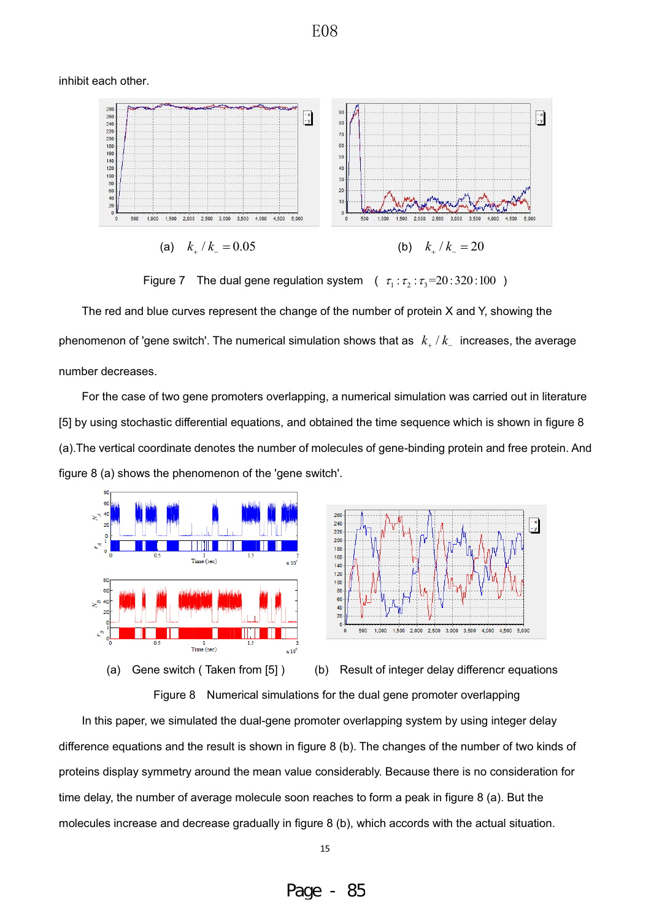inhibit each other.

(a) $k_+ / k_- = 0.05$ (b) $k_+ / k_- = 20$

Figure 7 The dual gene regulation system ( $\tau_1 : \tau_2 : \tau_3 = 20:320:100$ )

The red and blue curves represent the change of the number of protein X and Y, showing the phenomenon of 'gene switch'. The numerical simulation shows that as $k_+ / k_-$ increases, the average number decreases.

For the case of two gene promoters overlapping, a numerical simulation was carried out in literature [5] by using stochastic differential equations, and obtained the time sequence which is shown in figure 8 (a).The vertical coordinate denotes the number of molecules of gene-binding protein and free protein. And figure 8 (a) shows the phenomenon of the 'gene switch'.

(a) Gene switch ( Taken from [5] ) (b) Result of integer delay differencr equations

Figure 8 Numerical simulations for the dual gene promoter overlapping

In this paper, we simulated the dual-gene promoter overlapping system by using integer delay difference equations and the result is shown in figure 8 (b). The changes of the number of two kinds of proteins display symmetry around the mean value considerably. Because there is no consideration for time delay, the number of average molecule soon reaches to form a peak in figure 8 (a). But the molecules increase and decrease gradually in figure 8 (b), which accords with the actual situation.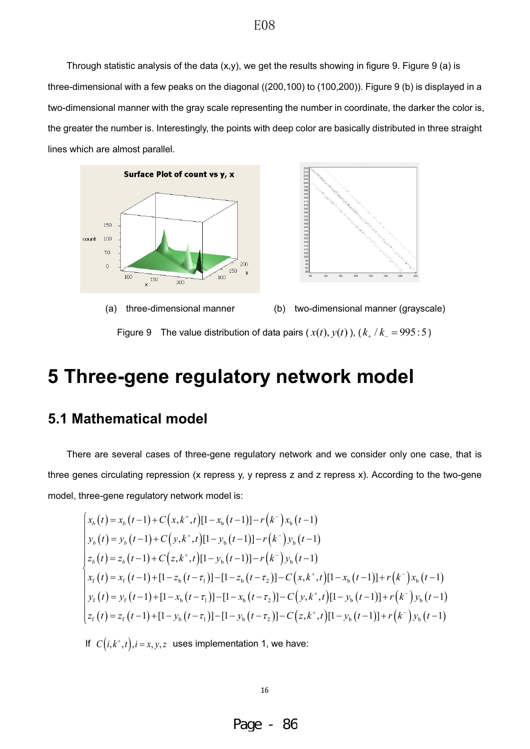Through statistic analysis of the data (x,y), we get the results showing in figure 9. Figure 9 (a) is three-dimensional with a few peaks on the diagonal ((200,100) to (100,200)). Figure 9 (b) is displayed in a two-dimensional manner with the gray scale representing the number in coordinate, the darker the color is, the greater the number is. Interestingly, the points with deep color are basically distributed in three straight lines which are almost parallel.

(a) three-dimensional manner (b) two-dimensional manner (grayscale)

Figure 9 The value distribution of data pairs ( $x(t), y(t)$ ), ( $k_+ / k_- = 995:5$ )

# 5 Three-gene regulatory network model

## 5.1 Mathematical model

There are several cases of three-gene regulatory network and we consider only one case, that is three genes circulating repression (x repress y, y repress z and z repress x). According to the two-gene model, three-gene regulatory network model is:

$$
\begin{cases}
x_b(t) = x_b(t-1) + C(x,k^+,t)[1-x_b(t-1)] - r(k^-)x_b(t-1) \\
y_b(t) = y_b(t-1) + C(y,k^+,t)[1-y_b(t-1)] - r(k^-)y_b(t-1) \\
z_b(t) = z_b(t-1) + C(z,k^+,t)[1-y_b(t-1)] - r(k^-)y_b(t-1) \\
x_f(t) = x_f(t-1) + [1-z_b(t-\tau_1)] - [1-z_b(t-\tau_2)] - C(x,k^+,t)[1-x_b(t-1)] + r(k^-)x_b(t-1) \\
y_f(t) = y_f(t-1) + [1-x_b(t-\tau_1)] - [1-x_b(t-\tau_2)] - C(y,k^+,t)[1-y_b(t-1)] + r(k^-)y_b(t-1) \\
z_f(t) = z_f(t-1) + [1-y_b(t-\tau_1)] - [1-y_b(t-\tau_2)] - C(z,k^+,t)[1-y_b(t-1)] + r(k^-)y_b(t-1)
\end{cases}
$$

If $C(i,k^+,t), i = x,y,z$ uses implementation 1, we have: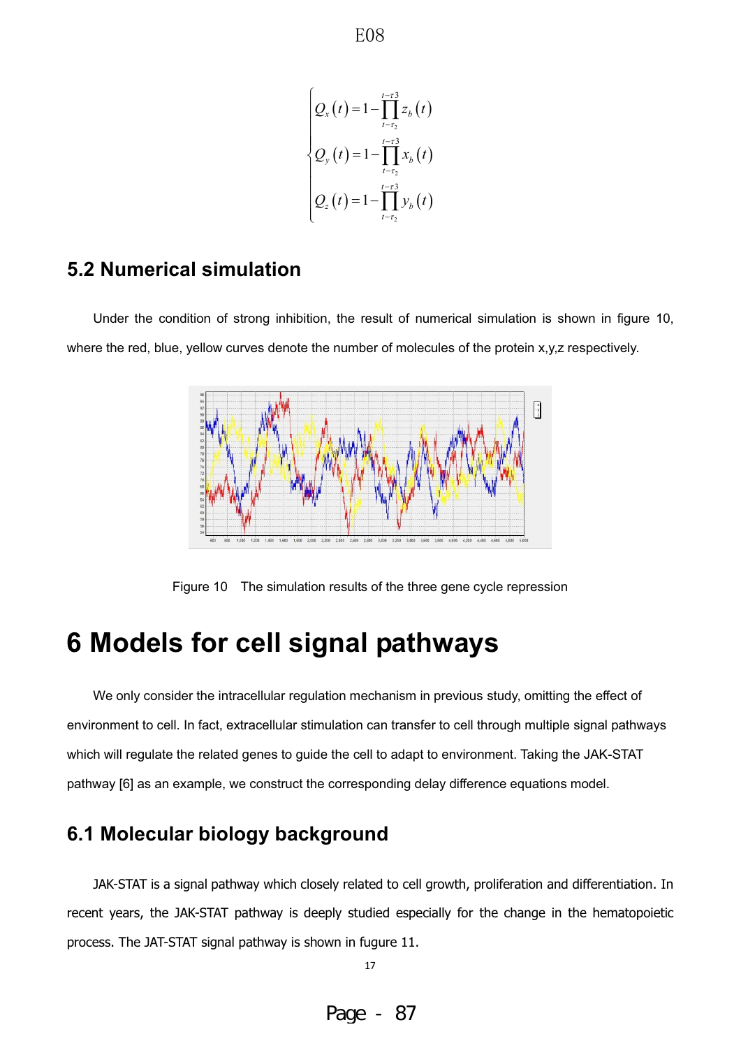$$
\begin{cases}
Q_x(t) = 1 - \prod_{t-\tau_2}^{t-\tau 3} z_b(t) \\
Q_y(t) = 1 - \prod_{t-\tau_2}^{t-\tau 3} x_b(t) \\
Q_z(t) = 1 - \prod_{t-\tau_2}^{t-\tau 3} y_b(t)
\end{cases}
$$

## 5.2 Numerical simulation

Under the condition of strong inhibition, the result of numerical simulation is shown in figure 10, where the red, blue, yellow curves denote the number of molecules of the protein x,y,z respectively.

Figure 10 The simulation results of the three gene cycle repression

# 6 Models for cell signal pathways

We only consider the intracellular regulation mechanism in previous study, omitting the effect of environment to cell. In fact, extracellular stimulation can transfer to cell through multiple signal pathways which will regulate the related genes to guide the cell to adapt to environment. Taking the JAK-STAT pathway [6] as an example, we construct the corresponding delay difference equations model.

## 6.1 Molecular biology background

JAK-STAT is a signal pathway which closely related to cell growth, proliferation and differentiation. In recent years, the JAK-STAT pathway is deeply studied especially for the change in the hematopoietic process. The JAT-STAT signal pathway is shown in fugure 11.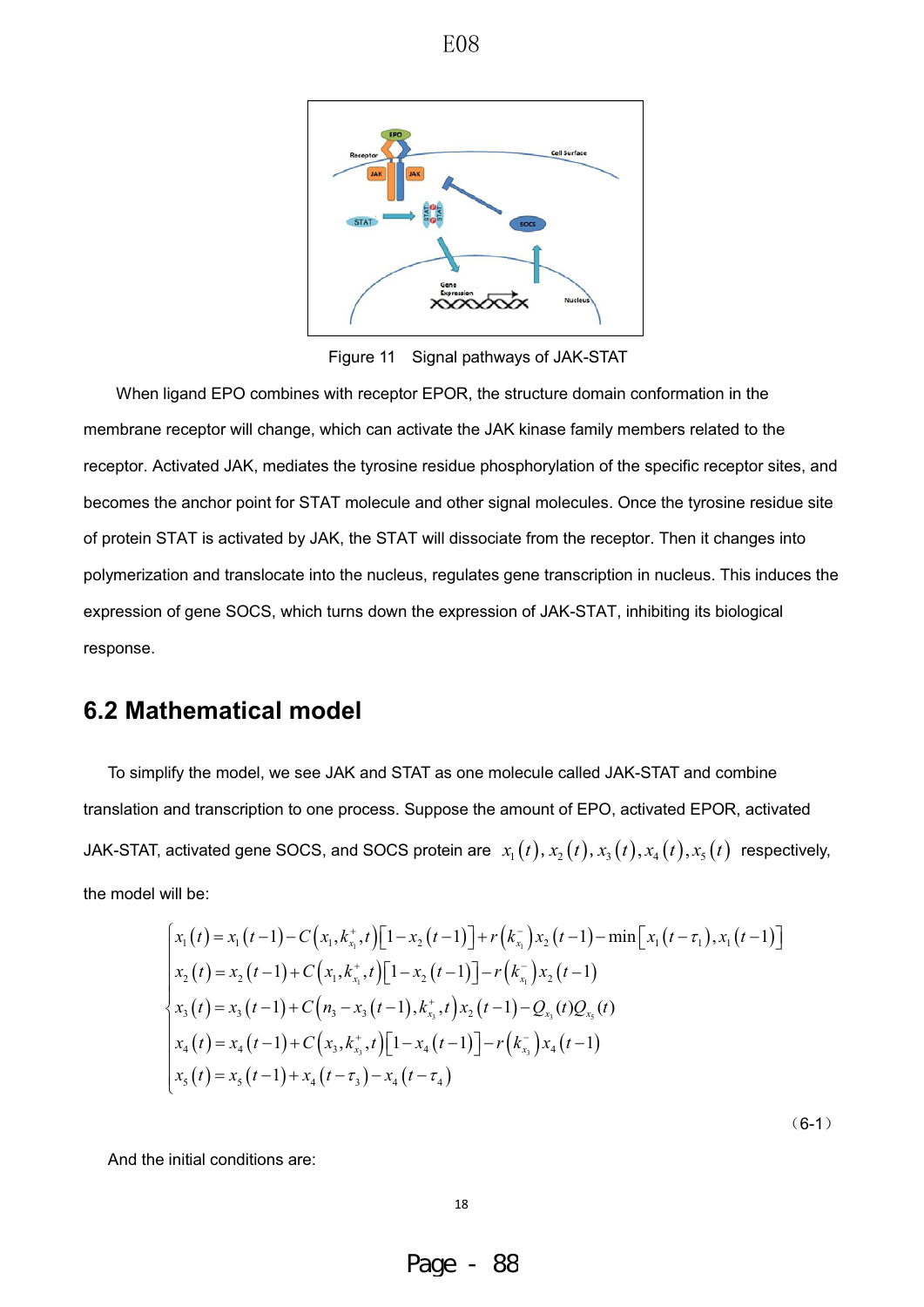Figure 11 Signal pathways of JAK-STAT

When ligand EPO combines with receptor EPOR, the structure domain conformation in the membrane receptor will change, which can activate the JAK kinase family members related to the receptor. Activated JAK, mediates the tyrosine residue phosphorylation of the specific receptor sites, and becomes the anchor point for STAT molecule and other signal molecules. Once the tyrosine residue site of protein STAT is activated by JAK, the STAT will dissociate from the receptor. Then it changes into polymerization and translocate into the nucleus, regulates gene transcription in nucleus. This induces the expression of gene SOCS, which turns down the expression of JAK-STAT, inhibiting its biological response.

## 6.2 Mathematical model

To simplify the model, we see JAK and STAT as one molecule called JAK-STAT and combine translation and transcription to one process. Suppose the amount of EPO, activated EPOR, activated JAK-STAT, activated gene SOCS, and SOCS protein are $x_1(t), x_2(t), x_3(t), x_4(t), x_5(t)$ respectively, the model will be:

$$
\begin{cases}
x_1(t) = x_1(t-1) - C\left(x_1, k_{x_1}^+, t\right)\left[1 - x_2(t-1)\right] + r\left(k_{x_1}^-\right)x_2(t-1) - \min\left[x_1(t-\tau_1), x_1(t-1)\right] \\
x_2(t) = x_2(t-1) + C\left(x_1, k_{x_1}^+, t\right)\left[1 - x_2(t-1)\right] - r\left(k_{x_1}^-\right)x_2(t-1) \\
x_3(t) = x_3(t-1) + C\left(n_3 - x_3(t-1), k_{x_3}^+, t\right)x_2(t-1) - Q_{x_3}(t)Q_{x_5}(t) \\
x_4(t) = x_4(t-1) + C\left(x_3, k_{x_3}^+, t\right)\left[1 - x_4(t-1)\right] - r\left(k_{x_3}^-\right)x_4(t-1) \\
x_5(t) = x_5(t-1) + x_4(t-\tau_3) - x_4(t-\tau_4)
\end{cases}
\tag{6-1}
$$

And the initial conditions are: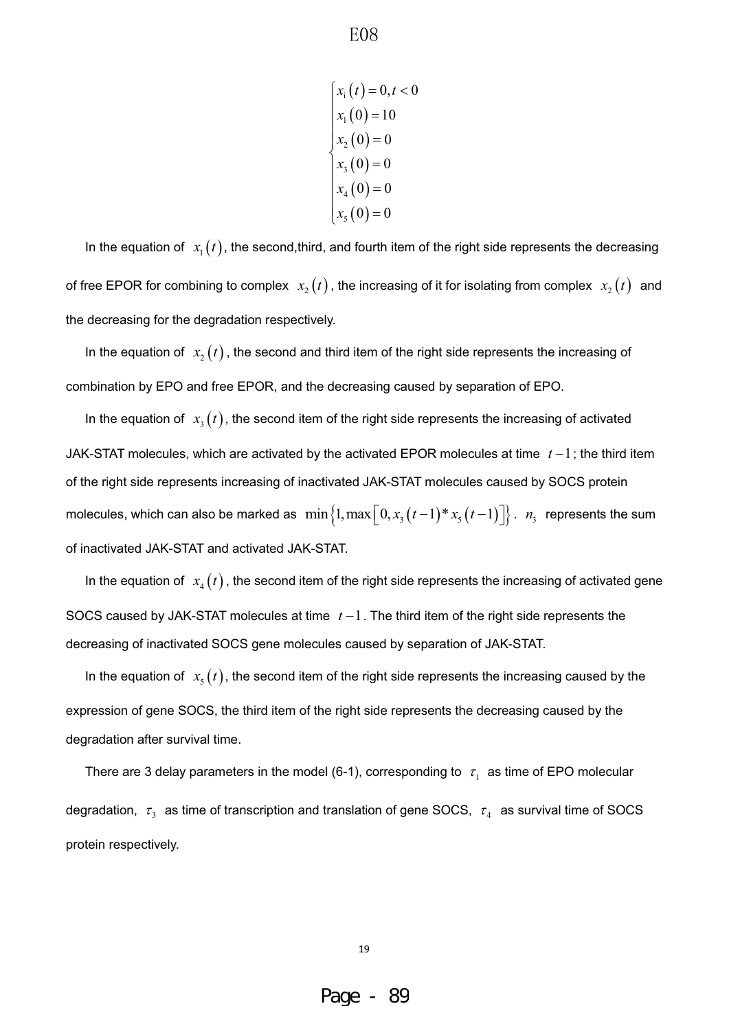$$
\begin{cases}
x_i(t) = 0, t < 0 \\
x_1(0) = 10 \\
x_2(0) = 0 \\
x_3(0) = 0 \\
x_4(0) = 0 \\
x_5(0) = 0
\end{cases}
$$

In the equation of $x_1(t)$, the second,third, and fourth item of the right side represents the decreasing of free EPOR for combining to complex $x_2(t)$, the increasing of it for isolating from complex $x_2(t)$ and the decreasing for the degradation respectively.

In the equation of $x_2(t)$, the second and third item of the right side represents the increasing of combination by EPO and free EPOR, and the decreasing caused by separation of EPO.

In the equation of $x_3(t)$, the second item of the right side represents the increasing of activated JAK-STAT molecules, which are activated by the activated EPOR molecules at time $t-1$; the third item of the right side represents increasing of inactivated JAK-STAT molecules caused by SOCS protein molecules, which can also be marked as $\min\left\{1, \max\left[0, x_3(t-1) * x_5(t-1)\right]\right\}$. $n_3$ represents the sum of inactivated JAK-STAT and activated JAK-STAT.

In the equation of $x_4(t)$, the second item of the right side represents the increasing of activated gene SOCS caused by JAK-STAT molecules at time $t-1$. The third item of the right side represents the decreasing of inactivated SOCS gene molecules caused by separation of JAK-STAT.

In the equation of $x_5(t)$, the second item of the right side represents the increasing caused by the expression of gene SOCS, the third item of the right side represents the decreasing caused by the degradation after survival time.

There are 3 delay parameters in the model (6-1), corresponding to $\tau_1$ as time of EPO molecular degradation, $\tau_3$ as time of transcription and translation of gene SOCS, $\tau_4$ as survival time of SOCS protein respectively.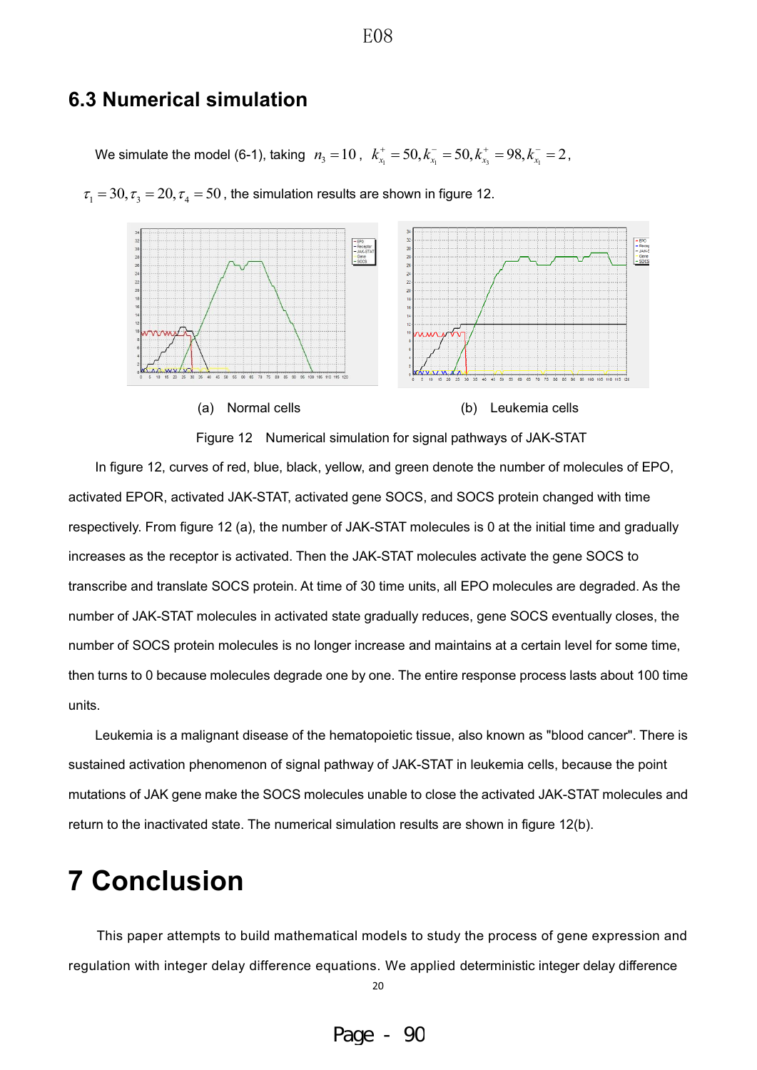## 6.3 Numerical simulation

We simulate the model (6-1), taking $n_3 = 10$, $k_{x_1}^+ = 50, k_{x_1}^- = 50, k_{x_3}^+ = 98, k_{x_1}^- = 2$, $\tau_1 = 30, \tau_3 = 20, \tau_4 = 50$, the simulation results are shown in figure 12.

(a) Normal cells (b) Leukemia cells

Figure 12 Numerical simulation for signal pathways of JAK-STAT

In figure 12, curves of red, blue, black, yellow, and green denote the number of molecules of EPO, activated EPOR, activated JAK-STAT, activated gene SOCS, and SOCS protein changed with time respectively. From figure 12 (a), the number of JAK-STAT molecules is 0 at the initial time and gradually increases as the receptor is activated. Then the JAK-STAT molecules activate the gene SOCS to transcribe and translate SOCS protein. At time of 30 time units, all EPO molecules are degraded. As the number of JAK-STAT molecules in activated state gradually reduces, gene SOCS eventually closes, the number of SOCS protein molecules is no longer increase and maintains at a certain level for some time, then turns to 0 because molecules degrade one by one. The entire response process lasts about 100 time units.

Leukemia is a malignant disease of the hematopoietic tissue, also known as "blood cancer". There is sustained activation phenomenon of signal pathway of JAK-STAT in leukemia cells, because the point mutations of JAK gene make the SOCS molecules unable to close the activated JAK-STAT molecules and return to the inactivated state. The numerical simulation results are shown in figure 12(b).

# 7 Conclusion

This paper attempts to build mathematical models to study the process of gene expression and regulation with integer delay difference equations. We applied deterministic integer delay difference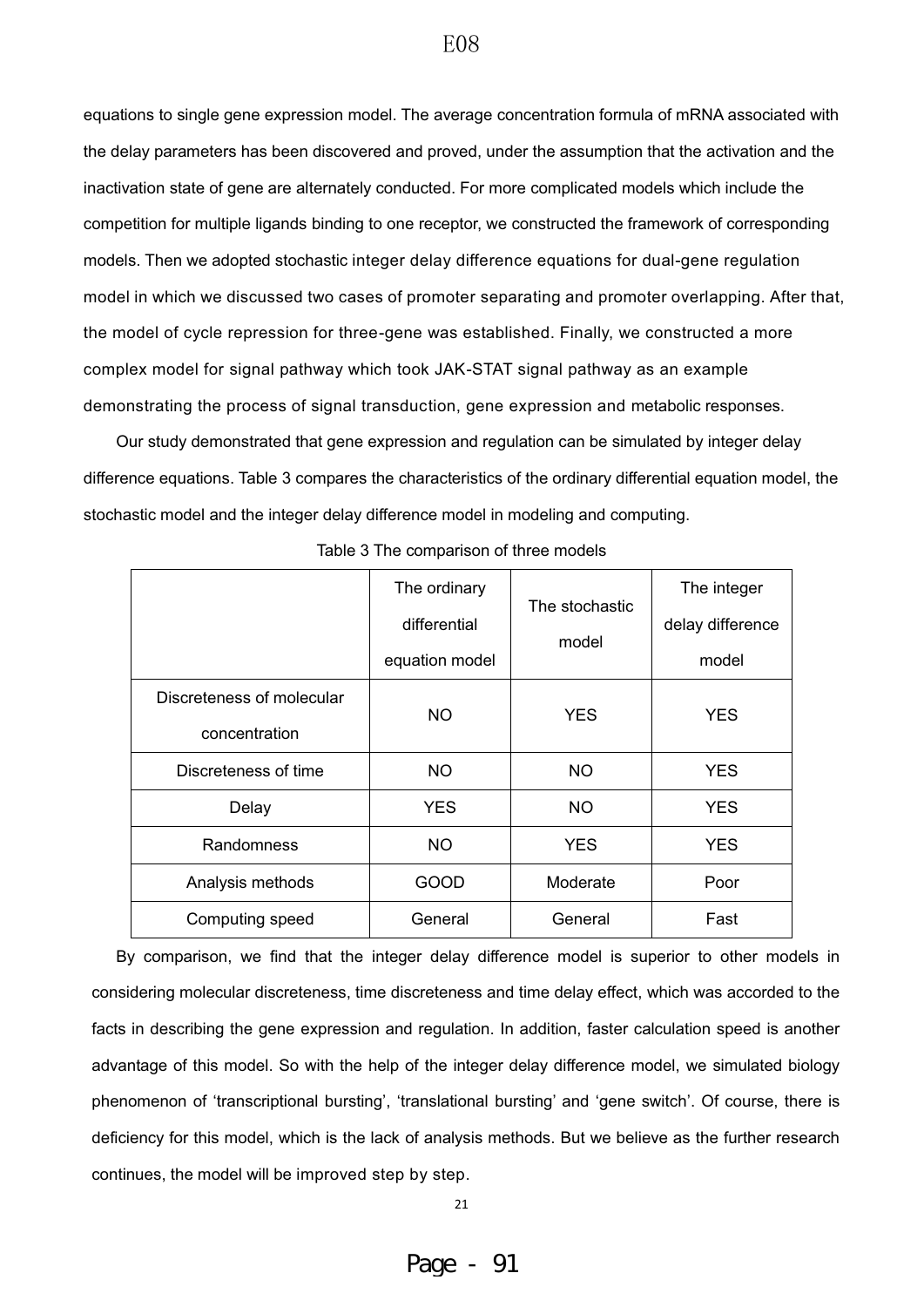equations to single gene expression model. The average concentration formula of mRNA associated with the delay parameters has been discovered and proved, under the assumption that the activation and the inactivation state of gene are alternately conducted. For more complicated models which include the competition for multiple ligands binding to one receptor, we constructed the framework of corresponding models. Then we adopted stochastic integer delay difference equations for dual-gene regulation model in which we discussed two cases of promoter separating and promoter overlapping. After that, the model of cycle repression for three-gene was established. Finally, we constructed a more complex model for signal pathway which took JAK-STAT signal pathway as an example demonstrating the process of signal transduction, gene expression and metabolic responses.

Our study demonstrated that gene expression and regulation can be simulated by integer delay difference equations. Table 3 compares the characteristics of the ordinary differential equation model, the stochastic model and the integer delay difference model in modeling and computing.

Table 3 The comparison of three models

| | The ordinary differential equation model | The stochastic model | The integer delay difference model |
|---|---|---|---|
| Discreteness of molecular concentration | NO | YES | YES |
| Discreteness of time | NO | NO | YES |
| Delay | YES | NO | YES |
| Randomness | NO | YES | YES |
| Analysis methods | GOOD | Moderate | Poor |
| Computing speed | General | General | Fast |

By comparison, we find that the integer delay difference model is superior to other models in considering molecular discreteness, time discreteness and time delay effect, which was accorded to the facts in describing the gene expression and regulation. In addition, faster calculation speed is another advantage of this model. So with the help of the integer delay difference model, we simulated biology phenomenon of 'transcriptional bursting', 'translational bursting' and 'gene switch'. Of course, there is deficiency for this model, which is the lack of analysis methods. But we believe as the further research continues, the model will be improved step by step.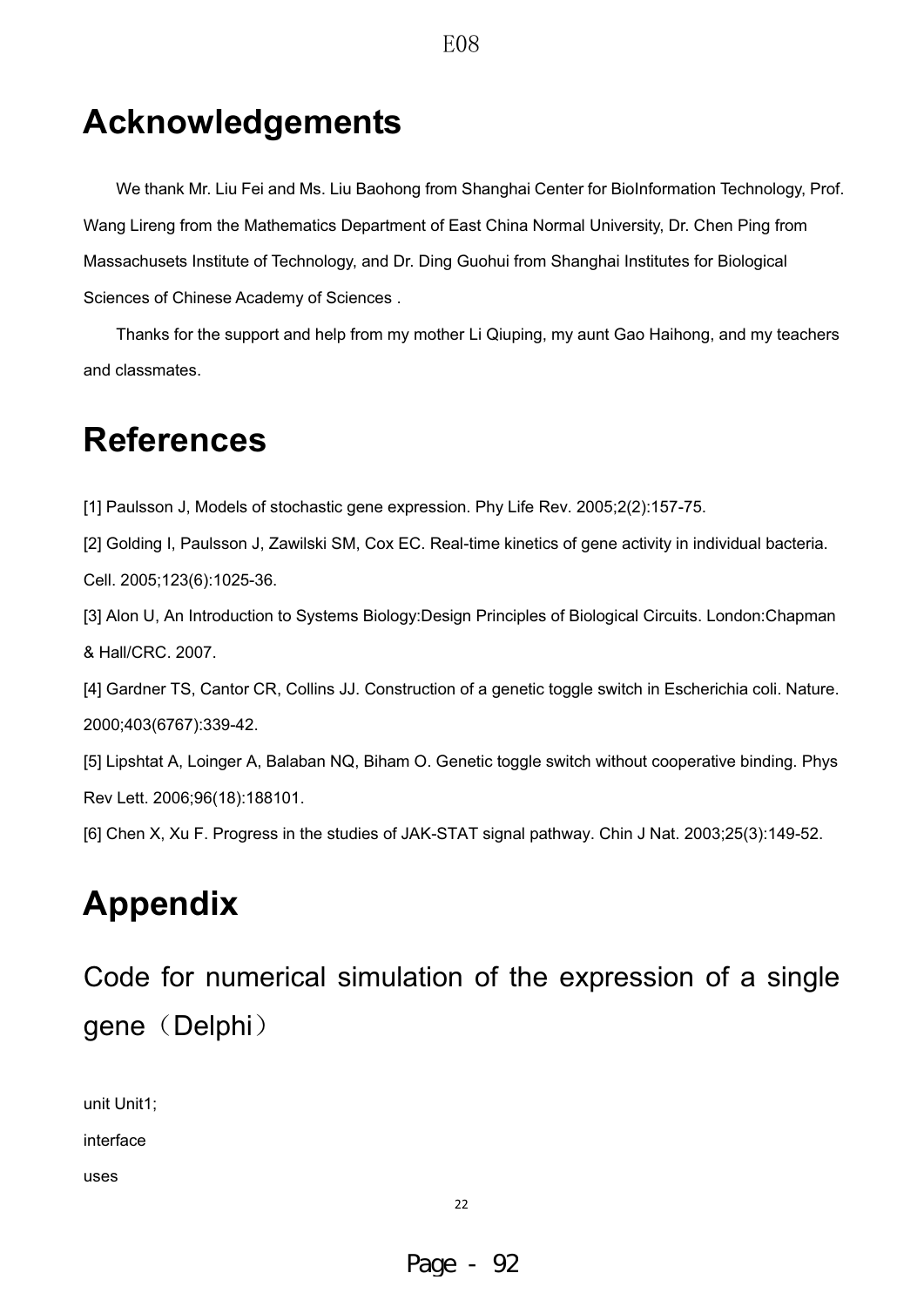# Acknowledgements

We thank Mr. Liu Fei and Ms. Liu Baohong from Shanghai Center for BioInformation Technology, Prof. Wang Lireng from the Mathematics Department of East China Normal University, Dr. Chen Ping from Massachusets Institute of Technology, and Dr. Ding Guohui from Shanghai Institutes for Biological Sciences of Chinese Academy of Sciences .

Thanks for the support and help from my mother Li Qiuping, my aunt Gao Haihong, and my teachers and classmates.

# References

[1] Paulsson J, Models of stochastic gene expression. Phy Life Rev. 2005;2(2):157-75.

[2] Golding I, Paulsson J, Zawilski SM, Cox EC. Real-time kinetics of gene activity in individual bacteria. Cell. 2005;123(6):1025-36.

[3] Alon U, An Introduction to Systems Biology:Design Principles of Biological Circuits. London:Chapman & Hall/CRC. 2007.

[4] Gardner TS, Cantor CR, Collins JJ. Construction of a genetic toggle switch in Escherichia coli. Nature. 2000;403(6767):339-42.

[5] Lipshtat A, Loinger A, Balaban NQ, Biham O. Genetic toggle switch without cooperative binding. Phys Rev Lett. 2006;96(18):188101.

[6] Chen X, Xu F. Progress in the studies of JAK-STAT signal pathway. Chin J Nat. 2003;25(3):149-52.

# Appendix

## Code for numerical simulation of the expression of a single gene（Delphi）

```
unit Unit1;
interface
uses
```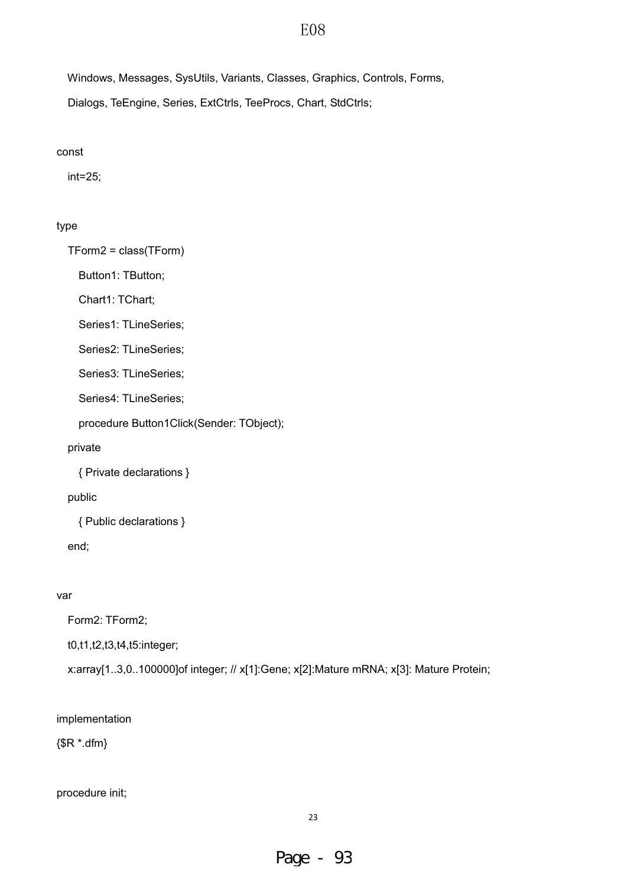```
  Windows, Messages, SysUtils, Variants, Classes, Graphics, Controls, Forms,
  Dialogs, TeEngine, Series, ExtCtrls, TeeProcs, Chart, StdCtrls;

const
  int=25;

type
  TForm2 = class(TForm)
    Button1: TButton;
    Chart1: TChart;
    Series1: TLineSeries;
    Series2: TLineSeries;
    Series3: TLineSeries;
    Series4: TLineSeries;
    procedure Button1Click(Sender: TObject);
  private
    { Private declarations }
  public
    { Public declarations }
  end;

var
  Form2: TForm2;
  t0,t1,t2,t3,t4,t5:integer;
  x:array[1..3,0..100000]of integer; // x[1]:Gene; x[2]:Mature mRNA; x[3]: Mature Protein;

implementation
{$R *.dfm}

procedure init;
```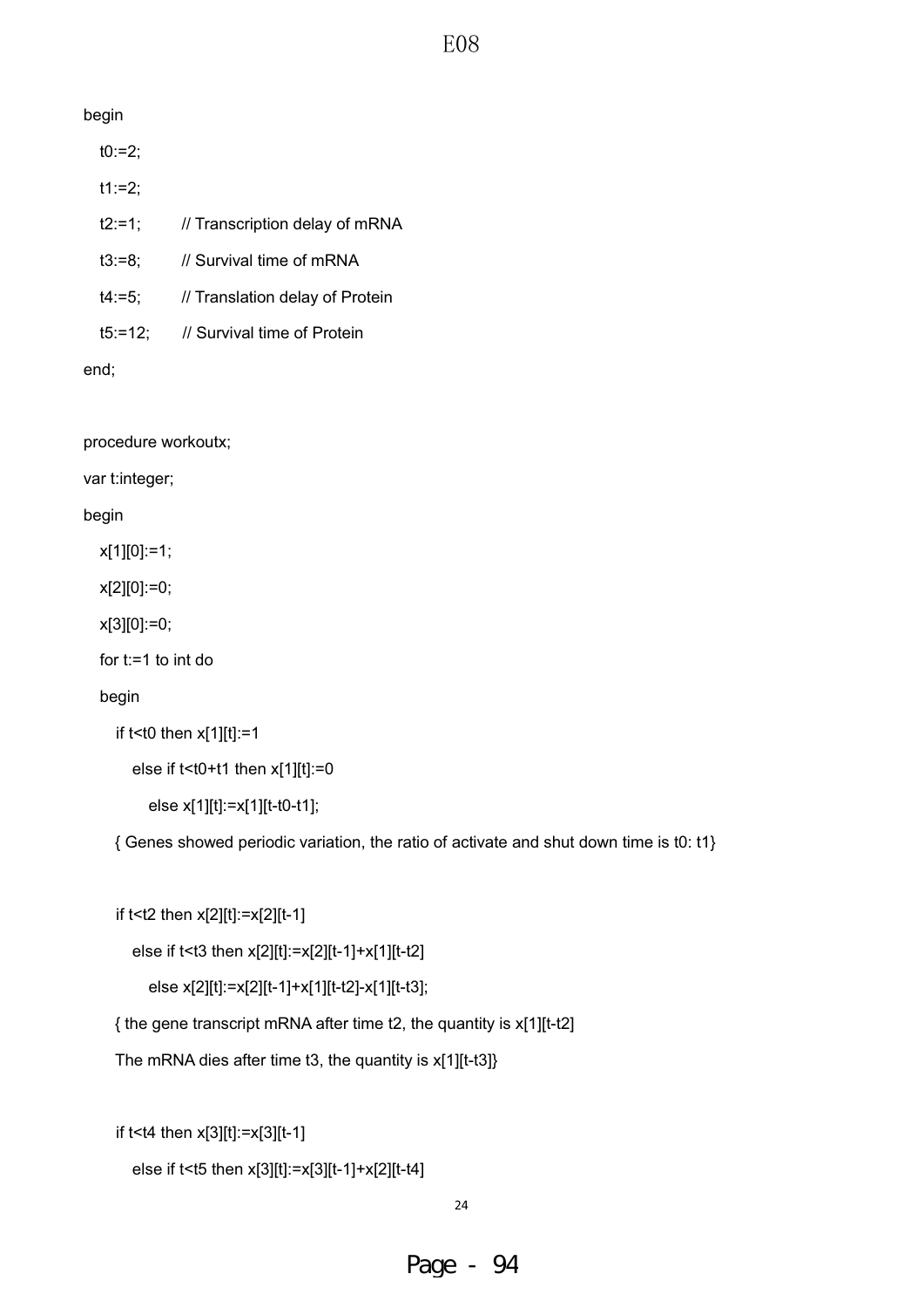```
begin
   t0:=2;
   t1:=2;
   t2:=1;      // Transcription delay of mRNA
   t3:=8;      // Survival time of mRNA
   t4:=5;      // Translation delay of Protein
   t5:=12;     // Survival time of Protein
end;

procedure workoutx;
var t:integer;
begin
   x[1][0]:=1;
   x[2][0]:=0;
   x[3][0]:=0;
   for t:=1 to int do
   begin
      if t<t0 then x[1][t]:=1
         else if t<t0+t1 then x[1][t]:=0
            else x[1][t]:=x[1][t-t0-t1];
      { Genes showed periodic variation, the ratio of activate and shut down time is t0: t1}

      if t<t2 then x[2][t]:=x[2][t-1]
         else if t<t3 then x[2][t]:=x[2][t-1]+x[1][t-t2]
            else x[2][t]:=x[2][t-1]+x[1][t-t2]-x[1][t-t3];
      { the gene transcript mRNA after time t2, the quantity is x[1][t-t2]
      The mRNA dies after time t3, the quantity is x[1][t-t3]}

      if t<t4 then x[3][t]:=x[3][t-1]
         else if t<t5 then x[3][t]:=x[3][t-1]+x[2][t-t4]
```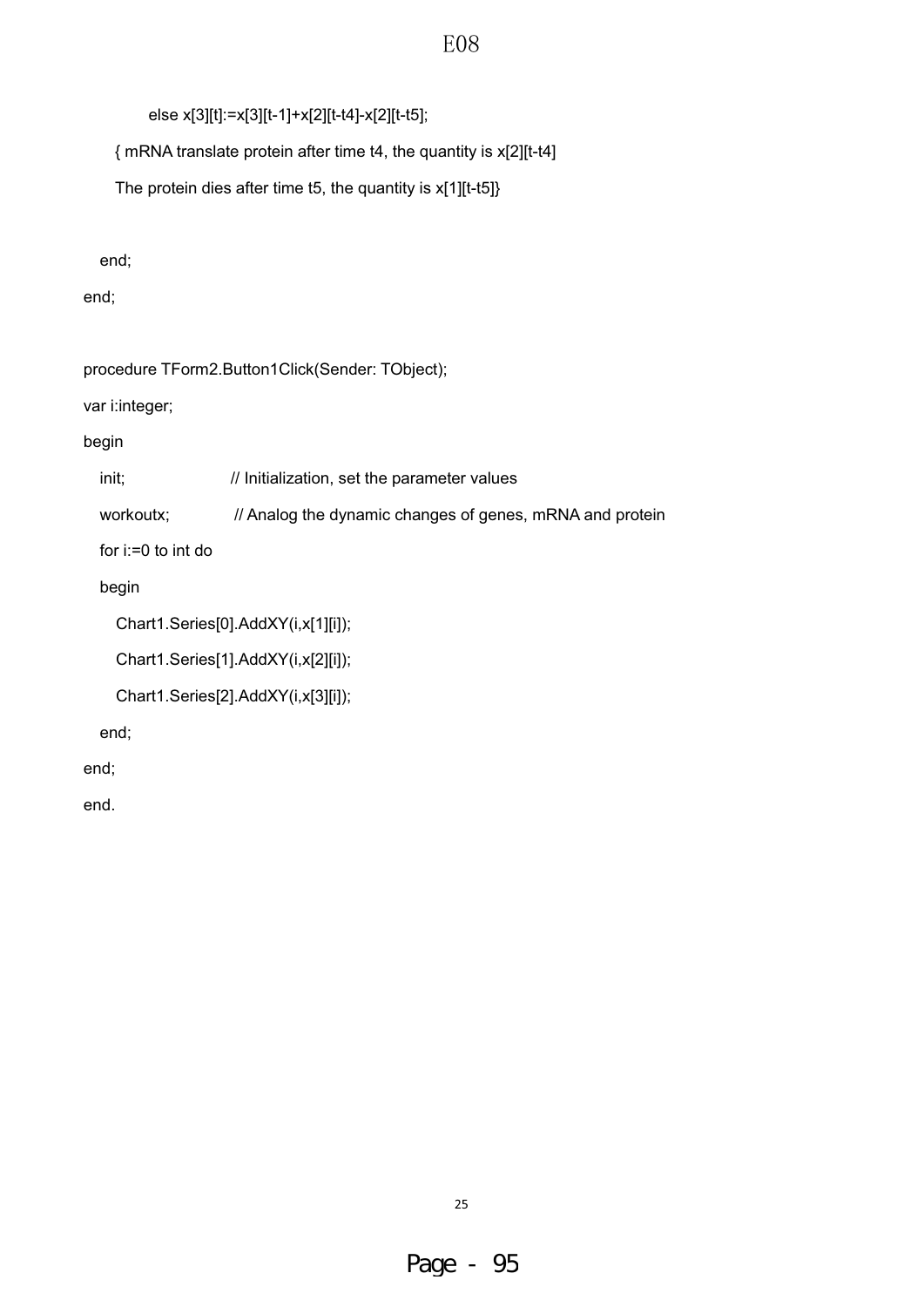```
        else x[3][t]:=x[3][t-1]+x[2][t-t4]-x[2][t-t5];
    { mRNA translate protein after time t4, the quantity is x[2][t-t4]
    The protein dies after time t5, the quantity is x[1][t-t5]}

  end;
end;

procedure TForm2.Button1Click(Sender: TObject);
var i:integer;
begin
  init;                 // Initialization, set the parameter values
  workoutx;             // Analog the dynamic changes of genes, mRNA and protein
  for i:=0 to int do
  begin
    Chart1.Series[0].AddXY(i,x[1][i]);
    Chart1.Series[1].AddXY(i,x[2][i]);
    Chart1.Series[2].AddXY(i,x[3][i]);
  end;
end;
end.
```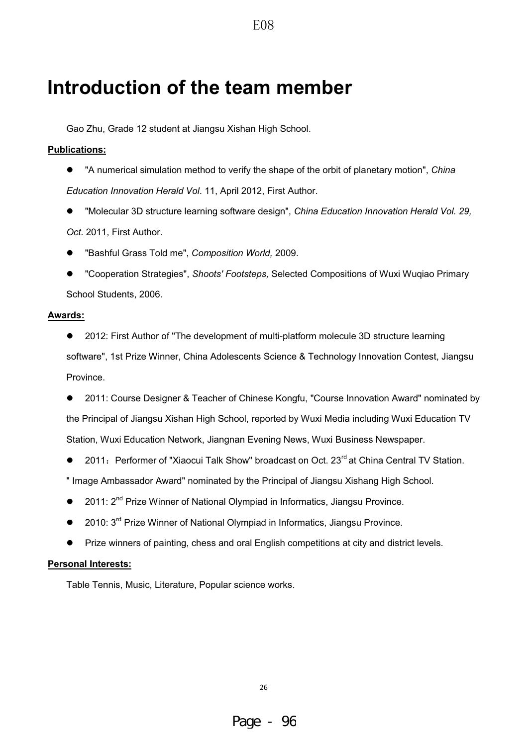# Introduction of the team member

Gao Zhu, Grade 12 student at Jiangsu Xishan High School.

**Publications:**

- "A numerical simulation method to verify the shape of the orbit of planetary motion", *China Education Innovation Herald Vol*. 11, April 2012, First Author.
- "Molecular 3D structure learning software design", *China Education Innovation Herald Vol. 29, Oct*. 2011, First Author.
- "Bashful Grass Told me", *Composition World,* 2009.
- "Cooperation Strategies", *Shoots' Footsteps,* Selected Compositions of Wuxi Wuqiao Primary School Students, 2006.

**Awards:**

- 2012: First Author of "The development of multi-platform molecule 3D structure learning software", 1st Prize Winner, China Adolescents Science & Technology Innovation Contest, Jiangsu Province.
- 2011: Course Designer & Teacher of Chinese Kongfu, "Course Innovation Award" nominated by the Principal of Jiangsu Xishan High School, reported by Wuxi Media including Wuxi Education TV Station, Wuxi Education Network, Jiangnan Evening News, Wuxi Business Newspaper.
- 2011：Performer of "Xiaocui Talk Show" broadcast on Oct. 23rd at China Central TV Station. " Image Ambassador Award" nominated by the Principal of Jiangsu Xishang High School.
- 2011: 2nd Prize Winner of National Olympiad in Informatics, Jiangsu Province.
- 2010: 3rd Prize Winner of National Olympiad in Informatics, Jiangsu Province.
- Prize winners of painting, chess and oral English competitions at city and district levels.

**Personal Interests:**

Table Tennis, Music, Literature, Popular science works.